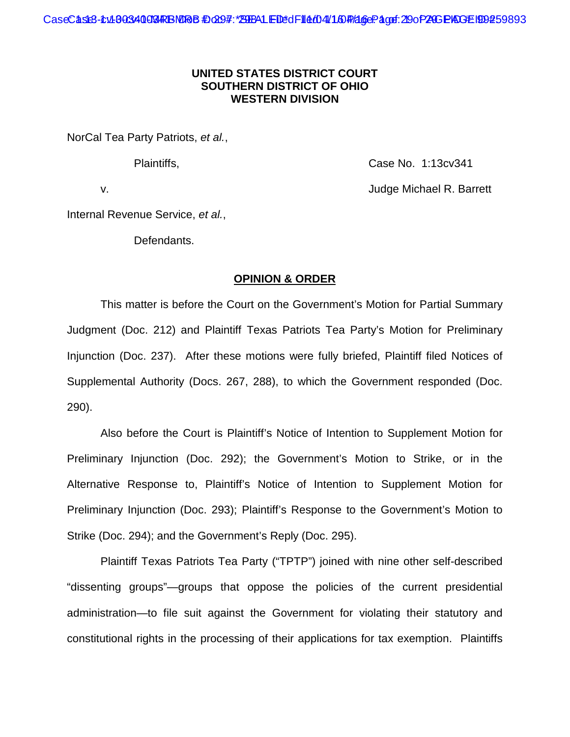**UNITED STATES DISTRICT COURT**
**SOUTHERN DISTRICT OF OHIO**
**WESTERN DIVISION**

NorCal Tea Party Patriots, *et al.*,

Plaintiffs, Case No. 1:13cv341

v. Judge Michael R. Barrett

Internal Revenue Service, *et al.*,

Defendants.

**OPINION & ORDER**

This matter is before the Court on the Government's Motion for Partial Summary Judgment (Doc. 212) and Plaintiff Texas Patriots Tea Party's Motion for Preliminary Injunction (Doc. 237). After these motions were fully briefed, Plaintiff filed Notices of Supplemental Authority (Docs. 267, 288), to which the Government responded (Doc. 290).

Also before the Court is Plaintiff's Notice of Intention to Supplement Motion for Preliminary Injunction (Doc. 292); the Government's Motion to Strike, or in the Alternative Response to, Plaintiff's Notice of Intention to Supplement Motion for Preliminary Injunction (Doc. 293); Plaintiff's Response to the Government's Motion to Strike (Doc. 294); and the Government's Reply (Doc. 295).

Plaintiff Texas Patriots Tea Party ("TPTP") joined with nine other self-described "dissenting groups"—groups that oppose the policies of the current presidential administration—to file suit against the Government for violating their statutory and constitutional rights in the processing of their applications for tax exemption. Plaintiffs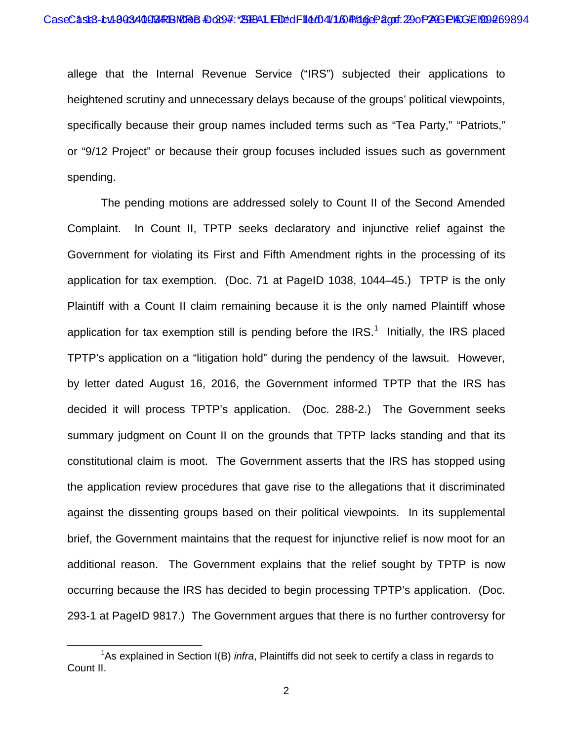allege that the Internal Revenue Service ("IRS") subjected their applications to heightened scrutiny and unnecessary delays because of the groups' political viewpoints, specifically because their group names included terms such as "Tea Party," "Patriots," or "9/12 Project" or because their group focuses included issues such as government spending.

The pending motions are addressed solely to Count II of the Second Amended Complaint. In Count II, TPTP seeks declaratory and injunctive relief against the Government for violating its First and Fifth Amendment rights in the processing of its application for tax exemption. (Doc. 71 at PageID 1038, 1044–45.) TPTP is the only Plaintiff with a Count II claim remaining because it is the only named Plaintiff whose application for tax exemption still is pending before the IRS.[1] Initially, the IRS placed TPTP's application on a "litigation hold" during the pendency of the lawsuit. However, by letter dated August 16, 2016, the Government informed TPTP that the IRS has decided it will process TPTP's application. (Doc. 288-2.) The Government seeks summary judgment on Count II on the grounds that TPTP lacks standing and that its constitutional claim is moot. The Government asserts that the IRS has stopped using the application review procedures that gave rise to the allegations that it discriminated against the dissenting groups based on their political viewpoints. In its supplemental brief, the Government maintains that the request for injunctive relief is now moot for an additional reason. The Government explains that the relief sought by TPTP is now occurring because the IRS has decided to begin processing TPTP's application. (Doc. 293-1 at PageID 9817.) The Government argues that there is no further controversy for

[1] As explained in Section I(B) *infra*, Plaintiffs did not seek to certify a class in regards to Count II.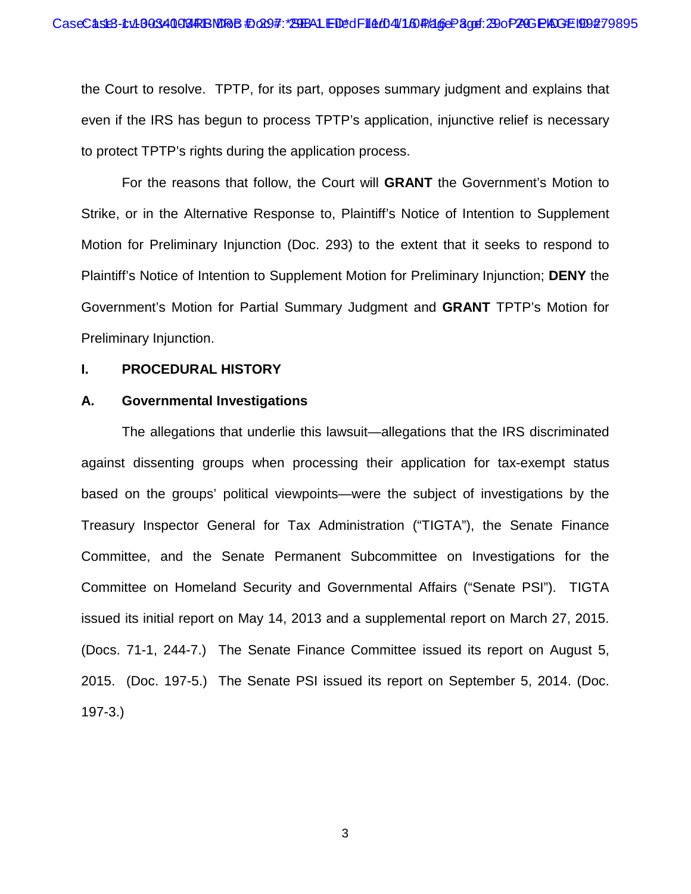the Court to resolve. TPTP, for its part, opposes summary judgment and explains that even if the IRS has begun to process TPTP's application, injunctive relief is necessary to protect TPTP's rights during the application process.

For the reasons that follow, the Court will **GRANT** the Government's Motion to Strike, or in the Alternative Response to, Plaintiff's Notice of Intention to Supplement Motion for Preliminary Injunction (Doc. 293) to the extent that it seeks to respond to Plaintiff's Notice of Intention to Supplement Motion for Preliminary Injunction; **DENY** the Government's Motion for Partial Summary Judgment and **GRANT** TPTP's Motion for Preliminary Injunction.

## I. PROCEDURAL HISTORY

### A. Governmental Investigations

The allegations that underlie this lawsuit—allegations that the IRS discriminated against dissenting groups when processing their application for tax-exempt status based on the groups' political viewpoints—were the subject of investigations by the Treasury Inspector General for Tax Administration ("TIGTA"), the Senate Finance Committee, and the Senate Permanent Subcommittee on Investigations for the Committee on Homeland Security and Governmental Affairs ("Senate PSI"). TIGTA issued its initial report on May 14, 2013 and a supplemental report on March 27, 2015. (Docs. 71-1, 244-7.) The Senate Finance Committee issued its report on August 5, 2015. (Doc. 197-5.) The Senate PSI issued its report on September 5, 2014. (Doc. 197-3.)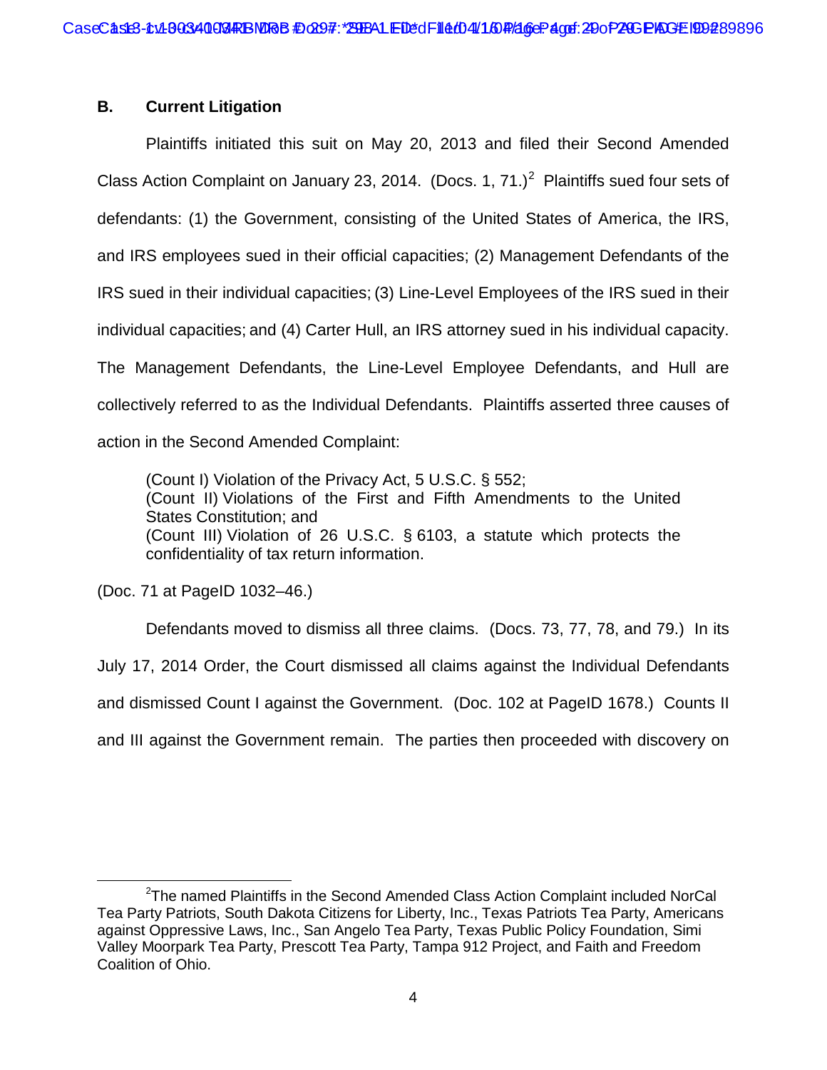### B. Current Litigation

Plaintiffs initiated this suit on May 20, 2013 and filed their Second Amended Class Action Complaint on January 23, 2014. (Docs. 1, 71.)[2] Plaintiffs sued four sets of defendants: (1) the Government, consisting of the United States of America, the IRS, and IRS employees sued in their official capacities; (2) Management Defendants of the IRS sued in their individual capacities; (3) Line-Level Employees of the IRS sued in their individual capacities; and (4) Carter Hull, an IRS attorney sued in his individual capacity. The Management Defendants, the Line-Level Employee Defendants, and Hull are collectively referred to as the Individual Defendants. Plaintiffs asserted three causes of action in the Second Amended Complaint:

> (Count I) Violation of the Privacy Act, 5 U.S.C. § 552;
> (Count II) Violations of the First and Fifth Amendments to the United States Constitution; and
> (Count III) Violation of 26 U.S.C. § 6103, a statute which protects the confidentiality of tax return information.

(Doc. 71 at PageID 1032–46.)

Defendants moved to dismiss all three claims. (Docs. 73, 77, 78, and 79.) In its July 17, 2014 Order, the Court dismissed all claims against the Individual Defendants and dismissed Count I against the Government. (Doc. 102 at PageID 1678.) Counts II and III against the Government remain. The parties then proceeded with discovery on

[2] The named Plaintiffs in the Second Amended Class Action Complaint included NorCal Tea Party Patriots, South Dakota Citizens for Liberty, Inc., Texas Patriots Tea Party, Americans against Oppressive Laws, Inc., San Angelo Tea Party, Texas Public Policy Foundation, Simi Valley Moorpark Tea Party, Prescott Tea Party, Tampa 912 Project, and Faith and Freedom Coalition of Ohio.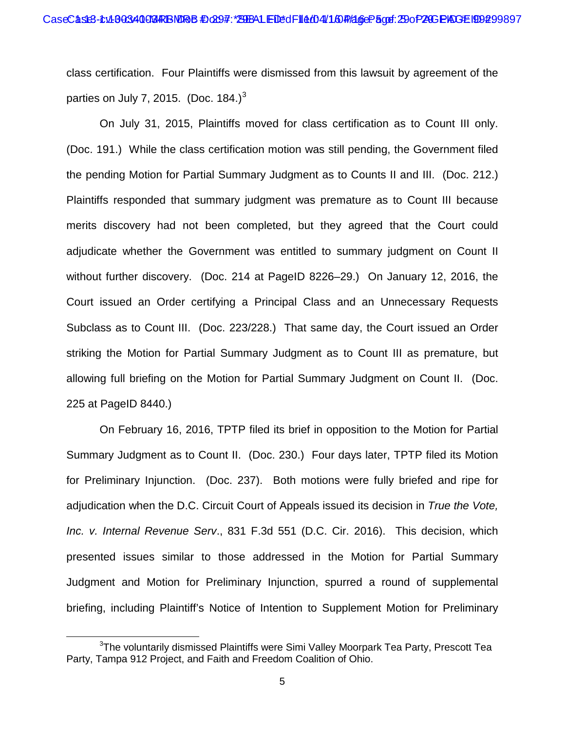class certification. Four Plaintiffs were dismissed from this lawsuit by agreement of the parties on July 7, 2015. (Doc. 184.)[3]

On July 31, 2015, Plaintiffs moved for class certification as to Count III only. (Doc. 191.) While the class certification motion was still pending, the Government filed the pending Motion for Partial Summary Judgment as to Counts II and III. (Doc. 212.) Plaintiffs responded that summary judgment was premature as to Count III because merits discovery had not been completed, but they agreed that the Court could adjudicate whether the Government was entitled to summary judgment on Count II without further discovery. (Doc. 214 at PageID 8226–29.) On January 12, 2016, the Court issued an Order certifying a Principal Class and an Unnecessary Requests Subclass as to Count III. (Doc. 223/228.) That same day, the Court issued an Order striking the Motion for Partial Summary Judgment as to Count III as premature, but allowing full briefing on the Motion for Partial Summary Judgment on Count II. (Doc. 225 at PageID 8440.)

On February 16, 2016, TPTP filed its brief in opposition to the Motion for Partial Summary Judgment as to Count II. (Doc. 230.) Four days later, TPTP filed its Motion for Preliminary Injunction. (Doc. 237). Both motions were fully briefed and ripe for adjudication when the D.C. Circuit Court of Appeals issued its decision in *True the Vote, Inc. v. Internal Revenue Serv*., 831 F.3d 551 (D.C. Cir. 2016). This decision, which presented issues similar to those addressed in the Motion for Partial Summary Judgment and Motion for Preliminary Injunction, spurred a round of supplemental briefing, including Plaintiff's Notice of Intention to Supplement Motion for Preliminary

[3] The voluntarily dismissed Plaintiffs were Simi Valley Moorpark Tea Party, Prescott Tea Party, Tampa 912 Project, and Faith and Freedom Coalition of Ohio.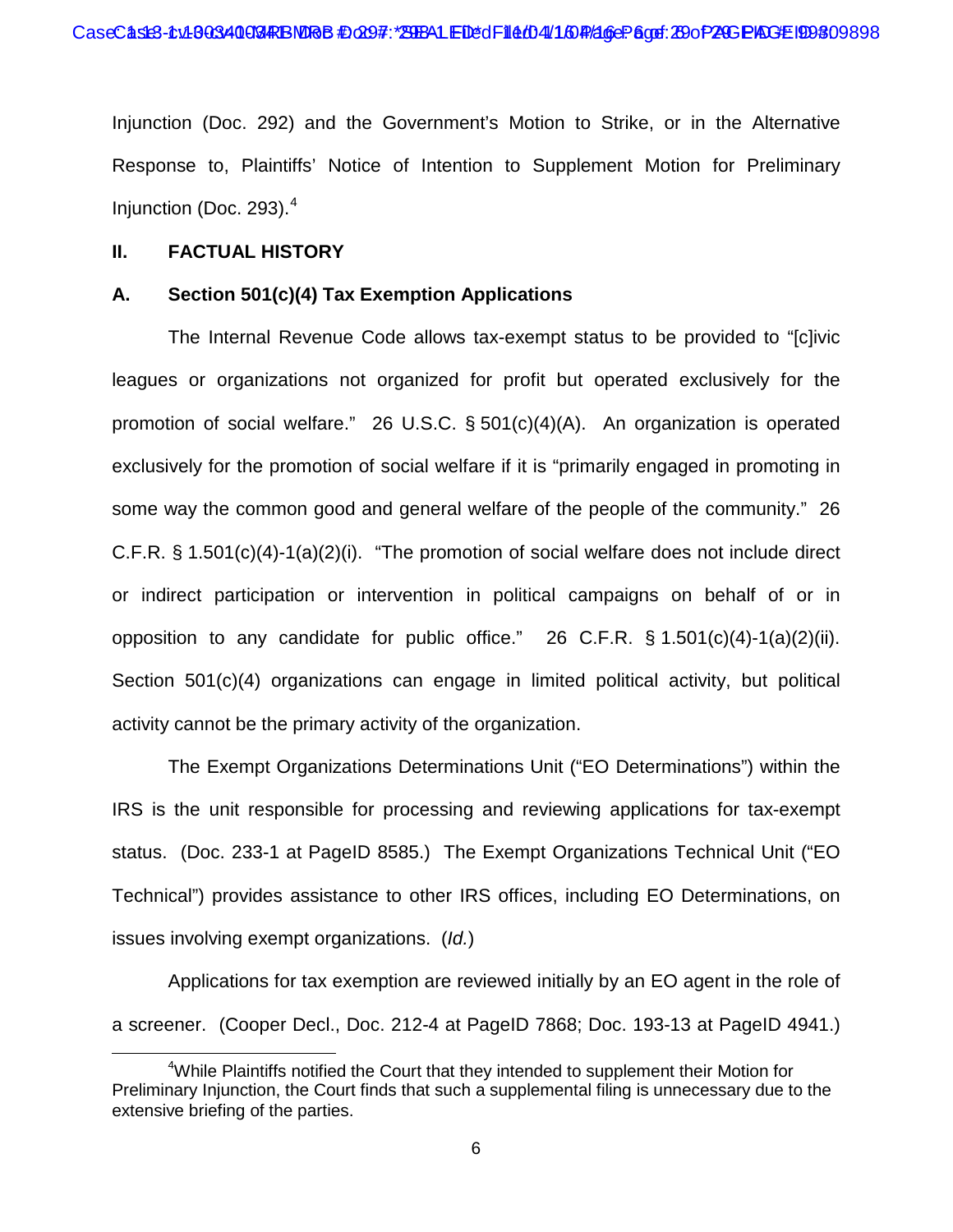Injunction (Doc. 292) and the Government's Motion to Strike, or in the Alternative Response to, Plaintiffs' Notice of Intention to Supplement Motion for Preliminary Injunction (Doc. 293).[4]

## II. FACTUAL HISTORY

### A. Section 501(c)(4) Tax Exemption Applications

The Internal Revenue Code allows tax-exempt status to be provided to "[c]ivic leagues or organizations not organized for profit but operated exclusively for the promotion of social welfare." 26 U.S.C. § 501(c)(4)(A). An organization is operated exclusively for the promotion of social welfare if it is "primarily engaged in promoting in some way the common good and general welfare of the people of the community." 26 C.F.R. § 1.501(c)(4)-1(a)(2)(i). "The promotion of social welfare does not include direct or indirect participation or intervention in political campaigns on behalf of or in opposition to any candidate for public office." 26 C.F.R. § 1.501(c)(4)-1(a)(2)(ii). Section 501(c)(4) organizations can engage in limited political activity, but political activity cannot be the primary activity of the organization.

The Exempt Organizations Determinations Unit ("EO Determinations") within the IRS is the unit responsible for processing and reviewing applications for tax-exempt status. (Doc. 233-1 at PageID 8585.) The Exempt Organizations Technical Unit ("EO Technical") provides assistance to other IRS offices, including EO Determinations, on issues involving exempt organizations. (*Id.*)

Applications for tax exemption are reviewed initially by an EO agent in the role of a screener. (Cooper Decl., Doc. 212-4 at PageID 7868; Doc. 193-13 at PageID 4941.)

---

[4] While Plaintiffs notified the Court that they intended to supplement their Motion for Preliminary Injunction, the Court finds that such a supplemental filing is unnecessary due to the extensive briefing of the parties.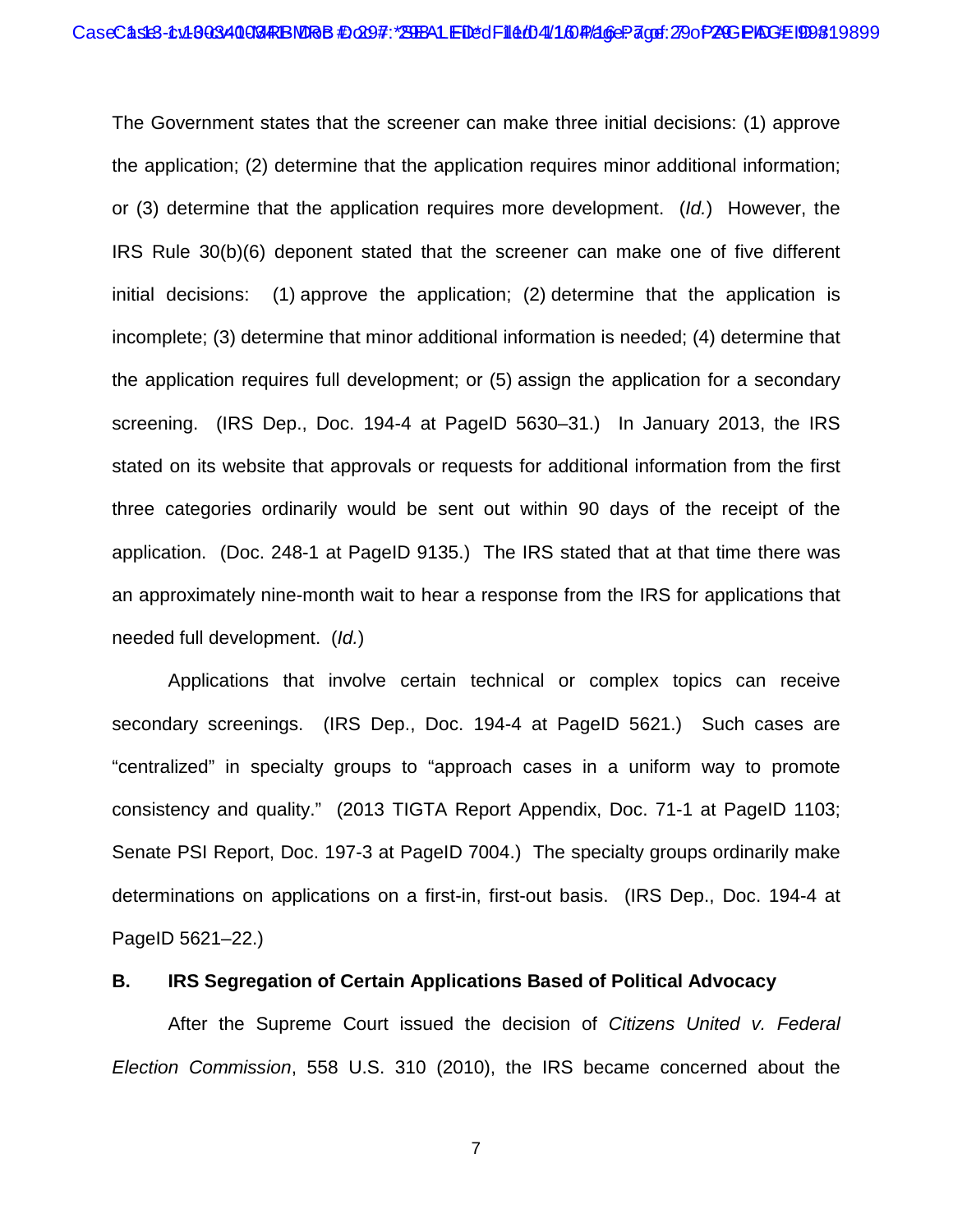The Government states that the screener can make three initial decisions: (1) approve the application; (2) determine that the application requires minor additional information; or (3) determine that the application requires more development. (*Id.*) However, the IRS Rule 30(b)(6) deponent stated that the screener can make one of five different initial decisions: (1) approve the application; (2) determine that the application is incomplete; (3) determine that minor additional information is needed; (4) determine that the application requires full development; or (5) assign the application for a secondary screening. (IRS Dep., Doc. 194-4 at PageID 5630–31.) In January 2013, the IRS stated on its website that approvals or requests for additional information from the first three categories ordinarily would be sent out within 90 days of the receipt of the application. (Doc. 248-1 at PageID 9135.) The IRS stated that at that time there was an approximately nine-month wait to hear a response from the IRS for applications that needed full development. (*Id.*)

Applications that involve certain technical or complex topics can receive secondary screenings. (IRS Dep., Doc. 194-4 at PageID 5621.) Such cases are "centralized" in specialty groups to "approach cases in a uniform way to promote consistency and quality." (2013 TIGTA Report Appendix, Doc. 71-1 at PageID 1103; Senate PSI Report, Doc. 197-3 at PageID 7004.) The specialty groups ordinarily make determinations on applications on a first-in, first-out basis. (IRS Dep., Doc. 194-4 at PageID 5621–22.)

### B. IRS Segregation of Certain Applications Based of Political Advocacy

After the Supreme Court issued the decision of *Citizens United v. Federal Election Commission*, 558 U.S. 310 (2010), the IRS became concerned about the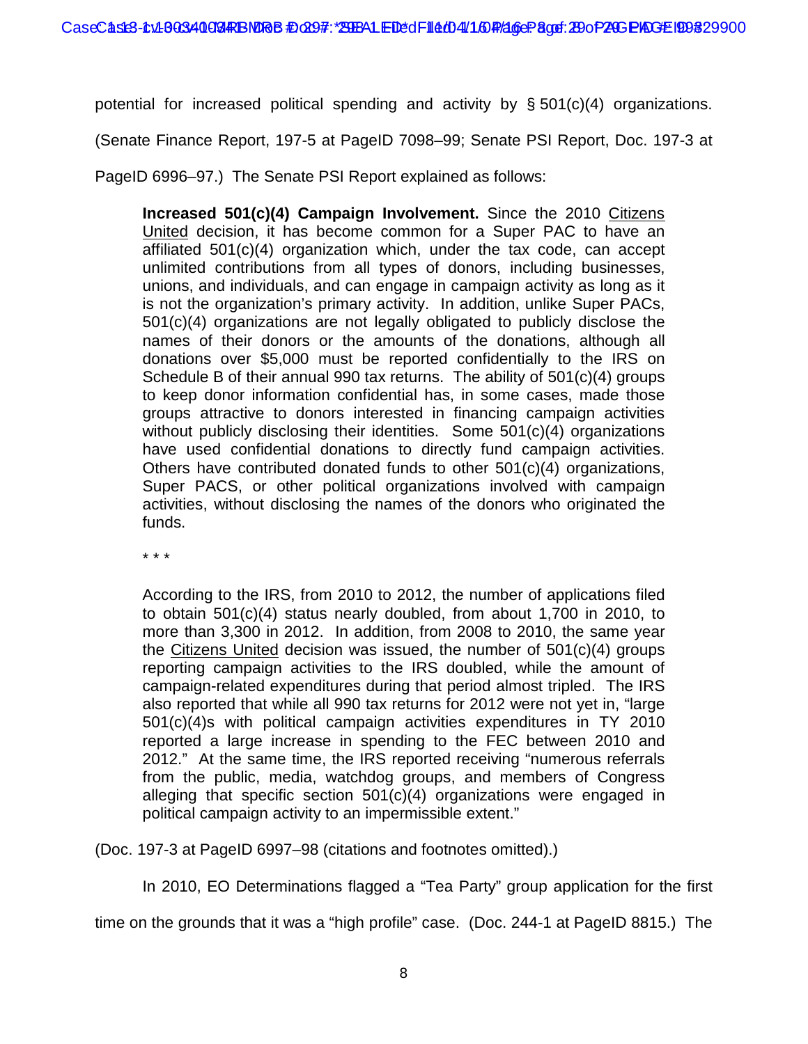potential for increased political spending and activity by § 501(c)(4) organizations. (Senate Finance Report, 197-5 at PageID 7098–99; Senate PSI Report, Doc. 197-3 at PageID 6996–97.) The Senate PSI Report explained as follows:

> **Increased 501(c)(4) Campaign Involvement.** Since the 2010 Citizens United decision, it has become common for a Super PAC to have an affiliated 501(c)(4) organization which, under the tax code, can accept unlimited contributions from all types of donors, including businesses, unions, and individuals, and can engage in campaign activity as long as it is not the organization's primary activity. In addition, unlike Super PACs, 501(c)(4) organizations are not legally obligated to publicly disclose the names of their donors or the amounts of the donations, although all donations over $5,000 must be reported confidentially to the IRS on Schedule B of their annual 990 tax returns. The ability of 501(c)(4) groups to keep donor information confidential has, in some cases, made those groups attractive to donors interested in financing campaign activities without publicly disclosing their identities. Some 501(c)(4) organizations have used confidential donations to directly fund campaign activities. Others have contributed donated funds to other 501(c)(4) organizations, Super PACS, or other political organizations involved with campaign activities, without disclosing the names of the donors who originated the funds.
>
> * * *
>
> According to the IRS, from 2010 to 2012, the number of applications filed to obtain 501(c)(4) status nearly doubled, from about 1,700 in 2010, to more than 3,300 in 2012. In addition, from 2008 to 2010, the same year the Citizens United decision was issued, the number of 501(c)(4) groups reporting campaign activities to the IRS doubled, while the amount of campaign-related expenditures during that period almost tripled. The IRS also reported that while all 990 tax returns for 2012 were not yet in, "large 501(c)(4)s with political campaign activities expenditures in TY 2010 reported a large increase in spending to the FEC between 2010 and 2012." At the same time, the IRS reported receiving "numerous referrals from the public, media, watchdog groups, and members of Congress alleging that specific section 501(c)(4) organizations were engaged in political campaign activity to an impermissible extent."

(Doc. 197-3 at PageID 6997–98 (citations and footnotes omitted).)

In 2010, EO Determinations flagged a "Tea Party" group application for the first time on the grounds that it was a "high profile" case. (Doc. 244-1 at PageID 8815.) The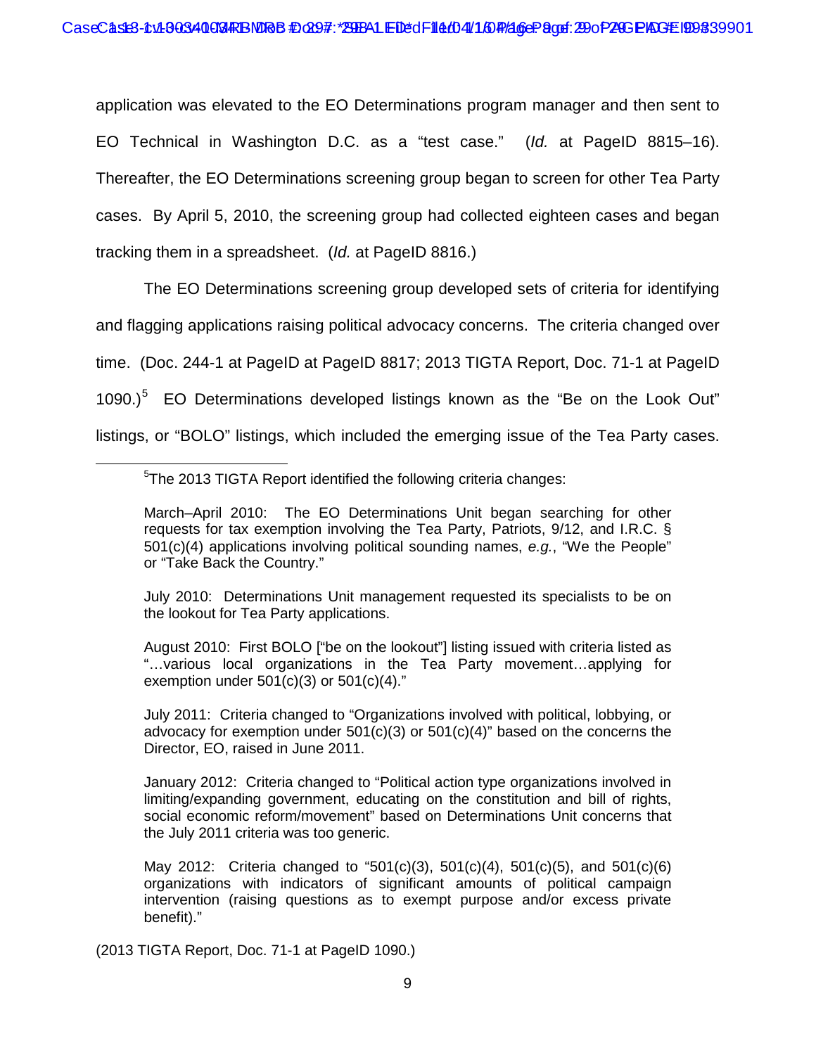application was elevated to the EO Determinations program manager and then sent to EO Technical in Washington D.C. as a "test case." (*Id.* at PageID 8815–16). Thereafter, the EO Determinations screening group began to screen for other Tea Party cases. By April 5, 2010, the screening group had collected eighteen cases and began tracking them in a spreadsheet. (*Id.* at PageID 8816.)

The EO Determinations screening group developed sets of criteria for identifying and flagging applications raising political advocacy concerns. The criteria changed over time. (Doc. 244-1 at PageID at PageID 8817; 2013 TIGTA Report, Doc. 71-1 at PageID 1090.)[5] EO Determinations developed listings known as the "Be on the Look Out" listings, or "BOLO" listings, which included the emerging issue of the Tea Party cases.

---

[5]The 2013 TIGTA Report identified the following criteria changes:

> March–April 2010: The EO Determinations Unit began searching for other requests for tax exemption involving the Tea Party, Patriots, 9/12, and I.R.C. § 501(c)(4) applications involving political sounding names, *e.g.*, "We the People" or "Take Back the Country."
>
> July 2010: Determinations Unit management requested its specialists to be on the lookout for Tea Party applications.
>
> August 2010: First BOLO ["be on the lookout"] listing issued with criteria listed as "…various local organizations in the Tea Party movement…applying for exemption under 501(c)(3) or 501(c)(4)."
>
> July 2011: Criteria changed to "Organizations involved with political, lobbying, or advocacy for exemption under 501(c)(3) or 501(c)(4)" based on the concerns the Director, EO, raised in June 2011.
>
> January 2012: Criteria changed to "Political action type organizations involved in limiting/expanding government, educating on the constitution and bill of rights, social economic reform/movement" based on Determinations Unit concerns that the July 2011 criteria was too generic.
>
> May 2012: Criteria changed to "501(c)(3), 501(c)(4), 501(c)(5), and 501(c)(6) organizations with indicators of significant amounts of political campaign intervention (raising questions as to exempt purpose and/or excess private benefit)."

(2013 TIGTA Report, Doc. 71-1 at PageID 1090.)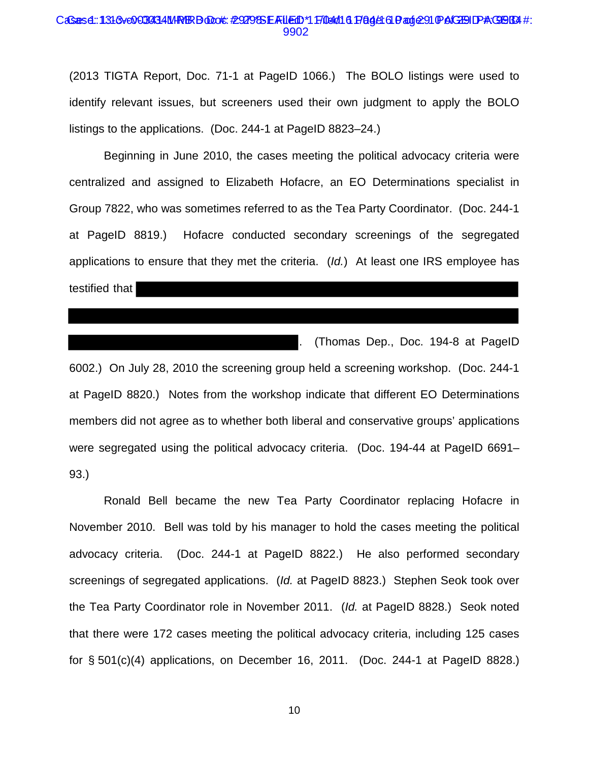(2013 TIGTA Report, Doc. 71-1 at PageID 1066.) The BOLO listings were used to identify relevant issues, but screeners used their own judgment to apply the BOLO listings to the applications. (Doc. 244-1 at PageID 8823–24.)

Beginning in June 2010, the cases meeting the political advocacy criteria were centralized and assigned to Elizabeth Hofacre, an EO Determinations specialist in Group 7822, who was sometimes referred to as the Tea Party Coordinator. (Doc. 244-1 at PageID 8819.) Hofacre conducted secondary screenings of the segregated applications to ensure that they met the criteria. (*Id.*) At least one IRS employee has testified that [REDACTED]. (Thomas Dep., Doc. 194-8 at PageID 6002.) On July 28, 2010 the screening group held a screening workshop. (Doc. 244-1 at PageID 8820.) Notes from the workshop indicate that different EO Determinations members did not agree as to whether both liberal and conservative groups' applications were segregated using the political advocacy criteria. (Doc. 194-44 at PageID 6691–93.)

Ronald Bell became the new Tea Party Coordinator replacing Hofacre in November 2010. Bell was told by his manager to hold the cases meeting the political advocacy criteria. (Doc. 244-1 at PageID 8822.) He also performed secondary screenings of segregated applications. (*Id.* at PageID 8823.) Stephen Seok took over the Tea Party Coordinator role in November 2011. (*Id.* at PageID 8828.) Seok noted that there were 172 cases meeting the political advocacy criteria, including 125 cases for § 501(c)(4) applications, on December 16, 2011. (Doc. 244-1 at PageID 8828.)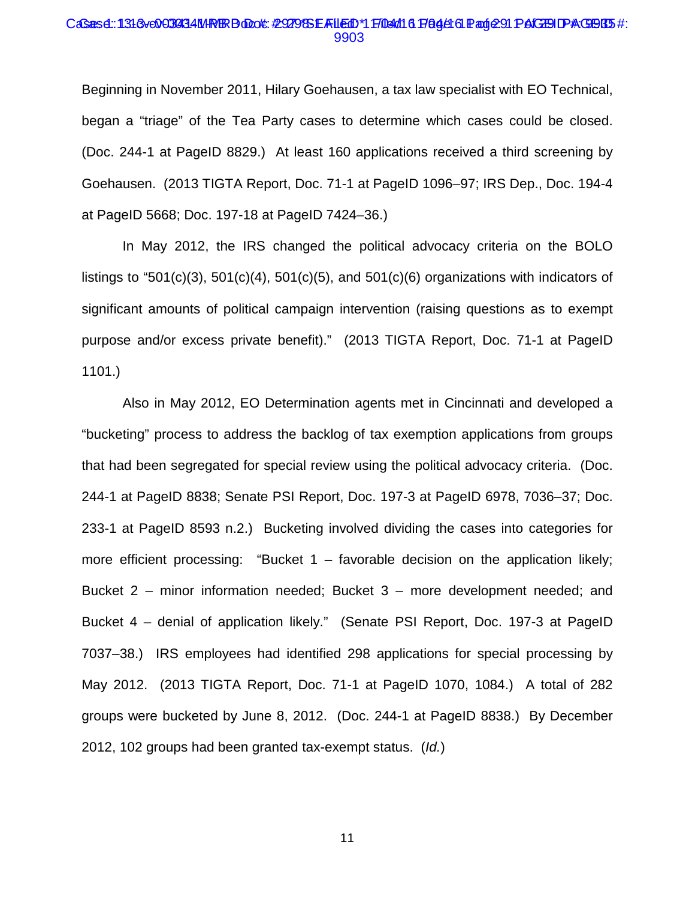Beginning in November 2011, Hilary Goehausen, a tax law specialist with EO Technical, began a "triage" of the Tea Party cases to determine which cases could be closed. (Doc. 244-1 at PageID 8829.) At least 160 applications received a third screening by Goehausen. (2013 TIGTA Report, Doc. 71-1 at PageID 1096–97; IRS Dep., Doc. 194-4 at PageID 5668; Doc. 197-18 at PageID 7424–36.)

In May 2012, the IRS changed the political advocacy criteria on the BOLO listings to "501(c)(3), 501(c)(4), 501(c)(5), and 501(c)(6) organizations with indicators of significant amounts of political campaign intervention (raising questions as to exempt purpose and/or excess private benefit)." (2013 TIGTA Report, Doc. 71-1 at PageID 1101.)

Also in May 2012, EO Determination agents met in Cincinnati and developed a "bucketing" process to address the backlog of tax exemption applications from groups that had been segregated for special review using the political advocacy criteria. (Doc. 244-1 at PageID 8838; Senate PSI Report, Doc. 197-3 at PageID 6978, 7036–37; Doc. 233-1 at PageID 8593 n.2.) Bucketing involved dividing the cases into categories for more efficient processing: "Bucket 1 – favorable decision on the application likely; Bucket 2 – minor information needed; Bucket 3 – more development needed; and Bucket 4 – denial of application likely." (Senate PSI Report, Doc. 197-3 at PageID 7037–38.) IRS employees had identified 298 applications for special processing by May 2012. (2013 TIGTA Report, Doc. 71-1 at PageID 1070, 1084.) A total of 282 groups were bucketed by June 8, 2012. (Doc. 244-1 at PageID 8838.) By December 2012, 102 groups had been granted tax-exempt status. (*Id.*)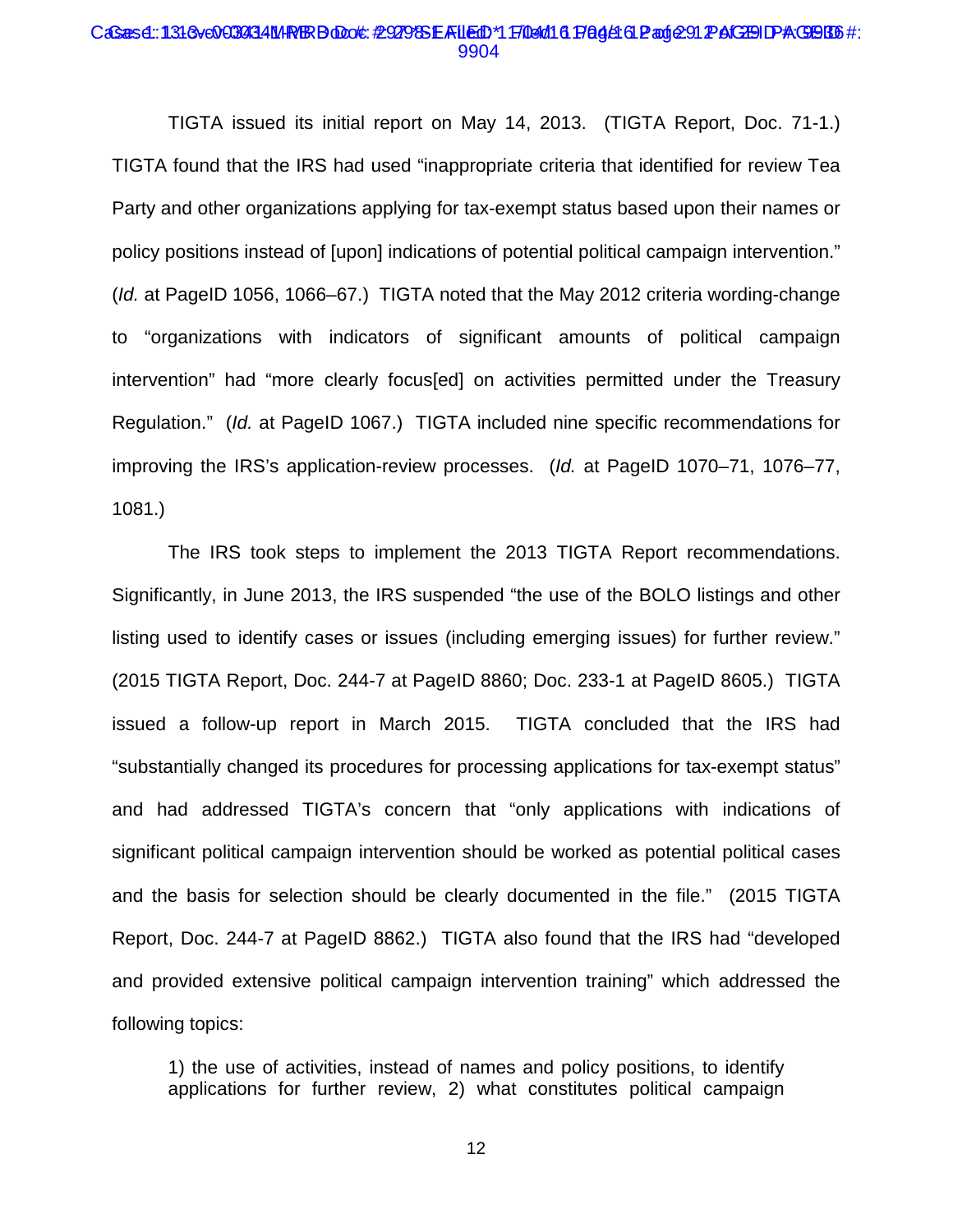TIGTA issued its initial report on May 14, 2013. (TIGTA Report, Doc. 71-1.) TIGTA found that the IRS had used "inappropriate criteria that identified for review Tea Party and other organizations applying for tax-exempt status based upon their names or policy positions instead of [upon] indications of potential political campaign intervention." (*Id.* at PageID 1056, 1066–67.) TIGTA noted that the May 2012 criteria wording-change to "organizations with indicators of significant amounts of political campaign intervention" had "more clearly focus[ed] on activities permitted under the Treasury Regulation." (*Id.* at PageID 1067.) TIGTA included nine specific recommendations for improving the IRS's application-review processes. (*Id.* at PageID 1070–71, 1076–77, 1081.)

The IRS took steps to implement the 2013 TIGTA Report recommendations. Significantly, in June 2013, the IRS suspended "the use of the BOLO listings and other listing used to identify cases or issues (including emerging issues) for further review." (2015 TIGTA Report, Doc. 244-7 at PageID 8860; Doc. 233-1 at PageID 8605.) TIGTA issued a follow-up report in March 2015. TIGTA concluded that the IRS had "substantially changed its procedures for processing applications for tax-exempt status" and had addressed TIGTA's concern that "only applications with indications of significant political campaign intervention should be worked as potential political cases and the basis for selection should be clearly documented in the file." (2015 TIGTA Report, Doc. 244-7 at PageID 8862.) TIGTA also found that the IRS had "developed and provided extensive political campaign intervention training" which addressed the following topics:

> 1) the use of activities, instead of names and policy positions, to identify applications for further review, 2) what constitutes political campaign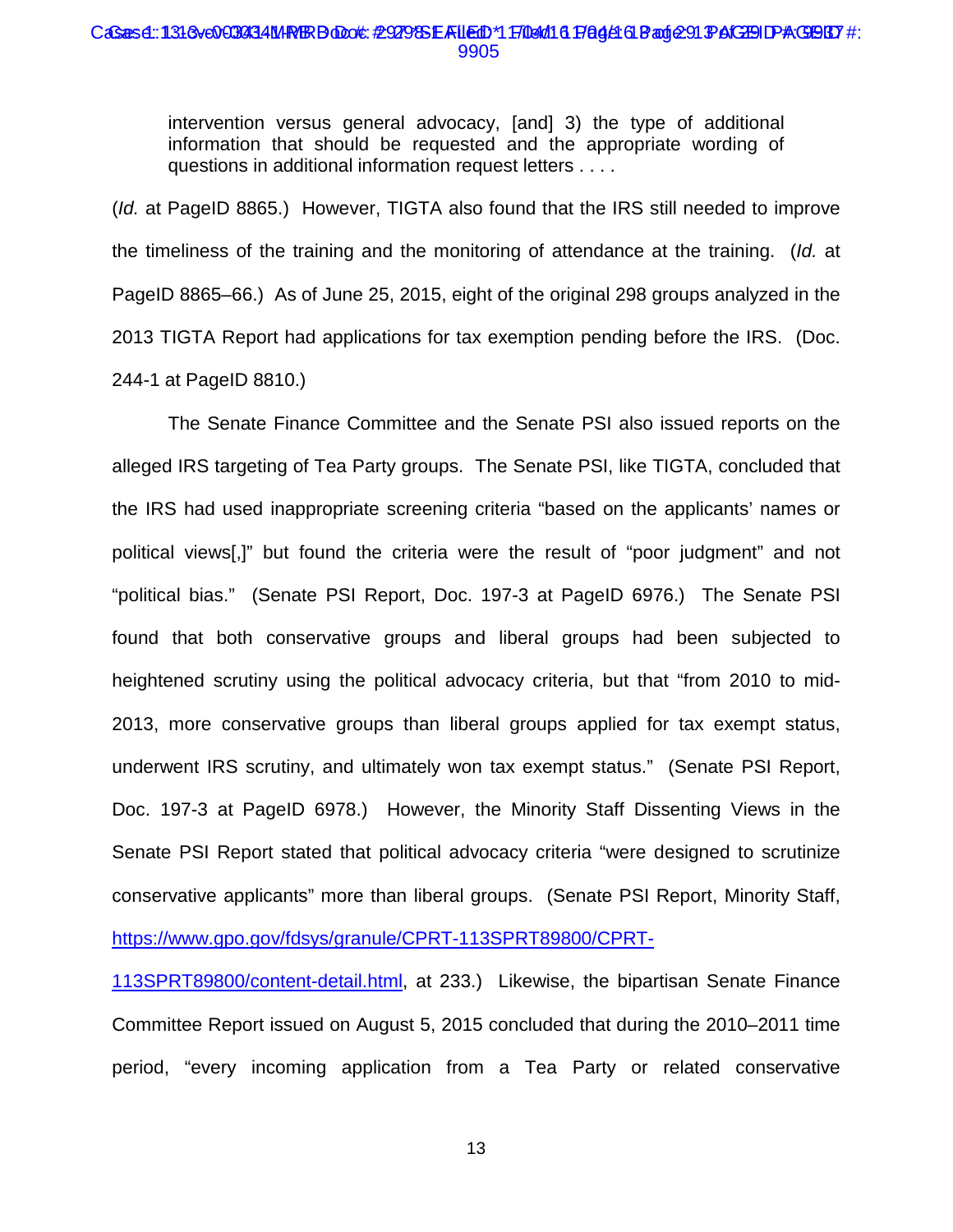intervention versus general advocacy, [and] 3) the type of additional information that should be requested and the appropriate wording of questions in additional information request letters . . . .

(*Id.* at PageID 8865.) However, TIGTA also found that the IRS still needed to improve the timeliness of the training and the monitoring of attendance at the training. (*Id.* at PageID 8865–66.) As of June 25, 2015, eight of the original 298 groups analyzed in the 2013 TIGTA Report had applications for tax exemption pending before the IRS. (Doc. 244-1 at PageID 8810.)

The Senate Finance Committee and the Senate PSI also issued reports on the alleged IRS targeting of Tea Party groups. The Senate PSI, like TIGTA, concluded that the IRS had used inappropriate screening criteria "based on the applicants' names or political views[,]" but found the criteria were the result of "poor judgment" and not "political bias." (Senate PSI Report, Doc. 197-3 at PageID 6976.) The Senate PSI found that both conservative groups and liberal groups had been subjected to heightened scrutiny using the political advocacy criteria, but that "from 2010 to mid-2013, more conservative groups than liberal groups applied for tax exempt status, underwent IRS scrutiny, and ultimately won tax exempt status." (Senate PSI Report, Doc. 197-3 at PageID 6978.) However, the Minority Staff Dissenting Views in the Senate PSI Report stated that political advocacy criteria "were designed to scrutinize conservative applicants" more than liberal groups. (Senate PSI Report, Minority Staff, https://www.gpo.gov/fdsys/granule/CPRT-113SPRT89800/CPRT-113SPRT89800/content-detail.html, at 233.) Likewise, the bipartisan Senate Finance Committee Report issued on August 5, 2015 concluded that during the 2010–2011 time period, "every incoming application from a Tea Party or related conservative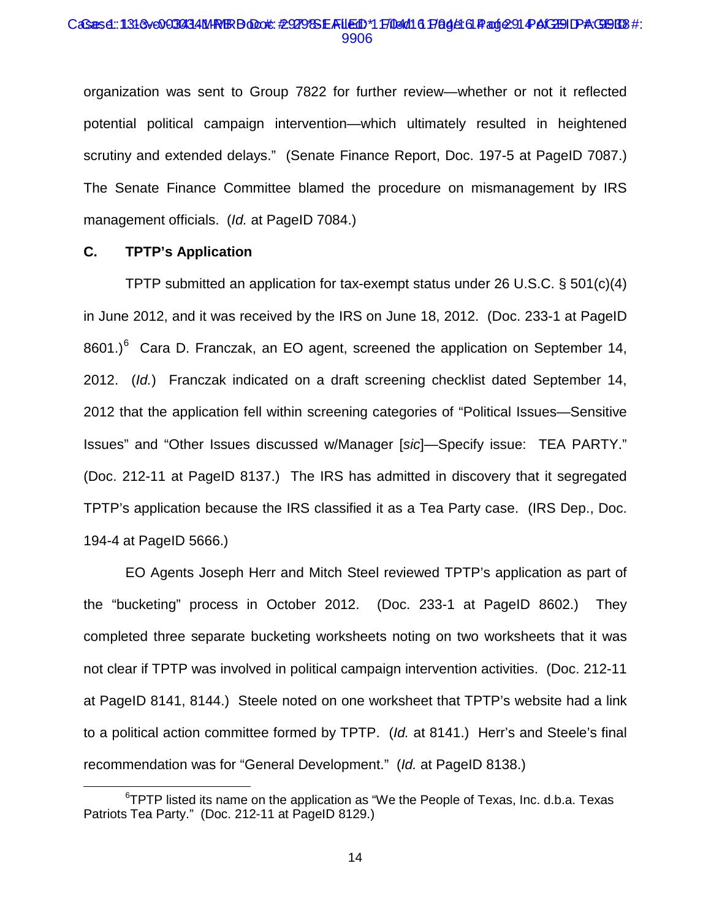organization was sent to Group 7822 for further review—whether or not it reflected potential political campaign intervention—which ultimately resulted in heightened scrutiny and extended delays." (Senate Finance Report, Doc. 197-5 at PageID 7087.) The Senate Finance Committee blamed the procedure on mismanagement by IRS management officials. (*Id.* at PageID 7084.)

**C. TPTP's Application**

TPTP submitted an application for tax-exempt status under 26 U.S.C. § 501(c)(4) in June 2012, and it was received by the IRS on June 18, 2012. (Doc. 233-1 at PageID 8601.)[6] Cara D. Franczak, an EO agent, screened the application on September 14, 2012. (*Id.*) Franczak indicated on a draft screening checklist dated September 14, 2012 that the application fell within screening categories of "Political Issues—Sensitive Issues" and "Other Issues discussed w/Manager [*sic*]—Specify issue: TEA PARTY." (Doc. 212-11 at PageID 8137.) The IRS has admitted in discovery that it segregated TPTP's application because the IRS classified it as a Tea Party case. (IRS Dep., Doc. 194-4 at PageID 5666.)

EO Agents Joseph Herr and Mitch Steel reviewed TPTP's application as part of the "bucketing" process in October 2012. (Doc. 233-1 at PageID 8602.) They completed three separate bucketing worksheets noting on two worksheets that it was not clear if TPTP was involved in political campaign intervention activities. (Doc. 212-11 at PageID 8141, 8144.) Steele noted on one worksheet that TPTP's website had a link to a political action committee formed by TPTP. (*Id.* at 8141.) Herr's and Steele's final recommendation was for "General Development." (*Id.* at PageID 8138.)

[6] TPTP listed its name on the application as "We the People of Texas, Inc. d.b.a. Texas Patriots Tea Party." (Doc. 212-11 at PageID 8129.)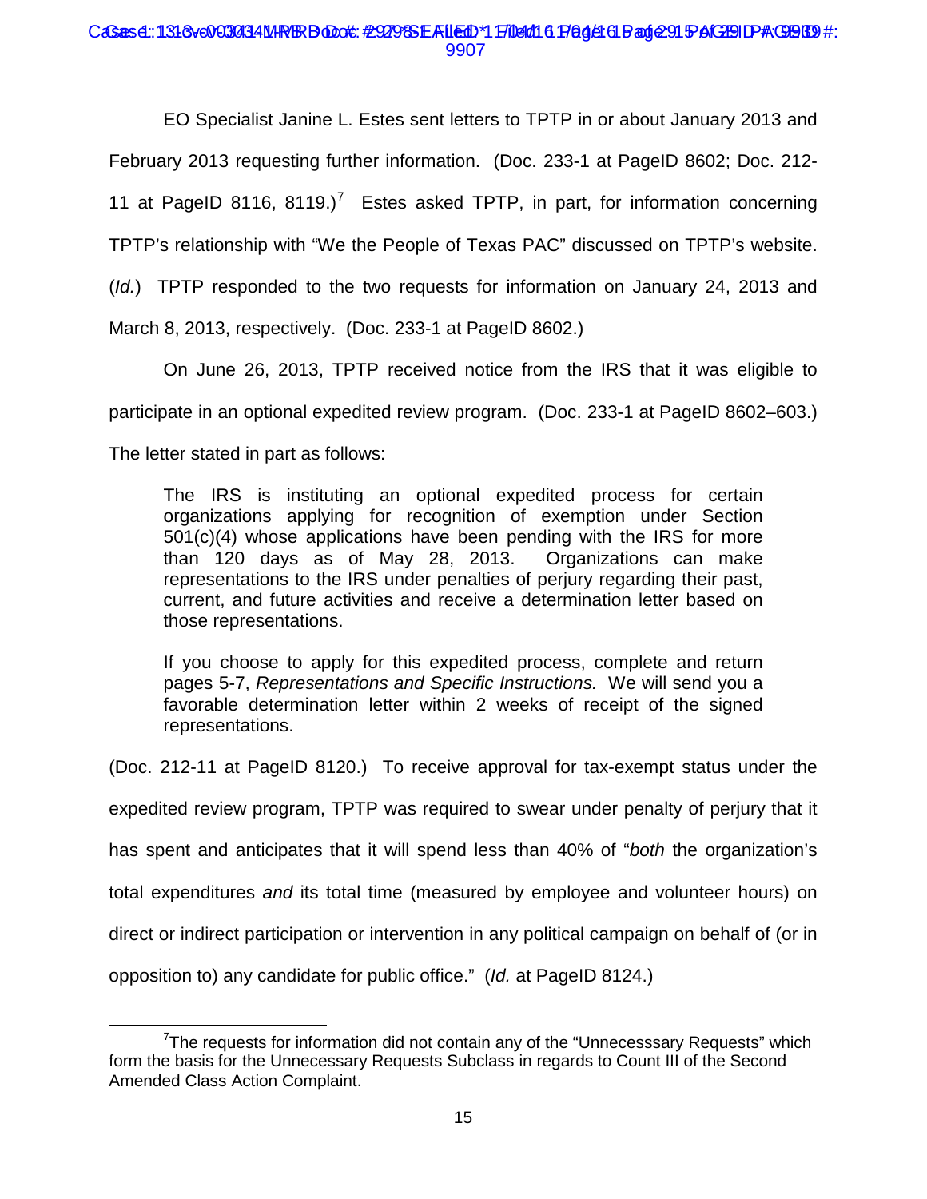EO Specialist Janine L. Estes sent letters to TPTP in or about January 2013 and February 2013 requesting further information. (Doc. 233-1 at PageID 8602; Doc. 212-11 at PageID 8116, 8119.)[7] Estes asked TPTP, in part, for information concerning TPTP's relationship with "We the People of Texas PAC" discussed on TPTP's website. (*Id.*) TPTP responded to the two requests for information on January 24, 2013 and March 8, 2013, respectively. (Doc. 233-1 at PageID 8602.)

On June 26, 2013, TPTP received notice from the IRS that it was eligible to participate in an optional expedited review program. (Doc. 233-1 at PageID 8602–603.) The letter stated in part as follows:

> The IRS is instituting an optional expedited process for certain organizations applying for recognition of exemption under Section 501(c)(4) whose applications have been pending with the IRS for more than 120 days as of May 28, 2013. Organizations can make representations to the IRS under penalties of perjury regarding their past, current, and future activities and receive a determination letter based on those representations.
>
> If you choose to apply for this expedited process, complete and return pages 5-7, *Representations and Specific Instructions.* We will send you a favorable determination letter within 2 weeks of receipt of the signed representations.

(Doc. 212-11 at PageID 8120.) To receive approval for tax-exempt status under the expedited review program, TPTP was required to swear under penalty of perjury that it has spent and anticipates that it will spend less than 40% of "*both* the organization's total expenditures *and* its total time (measured by employee and volunteer hours) on direct or indirect participation or intervention in any political campaign on behalf of (or in opposition to) any candidate for public office." (*Id.* at PageID 8124.)

[7] The requests for information did not contain any of the "Unnecesssary Requests" which form the basis for the Unnecessary Requests Subclass in regards to Count III of the Second Amended Class Action Complaint.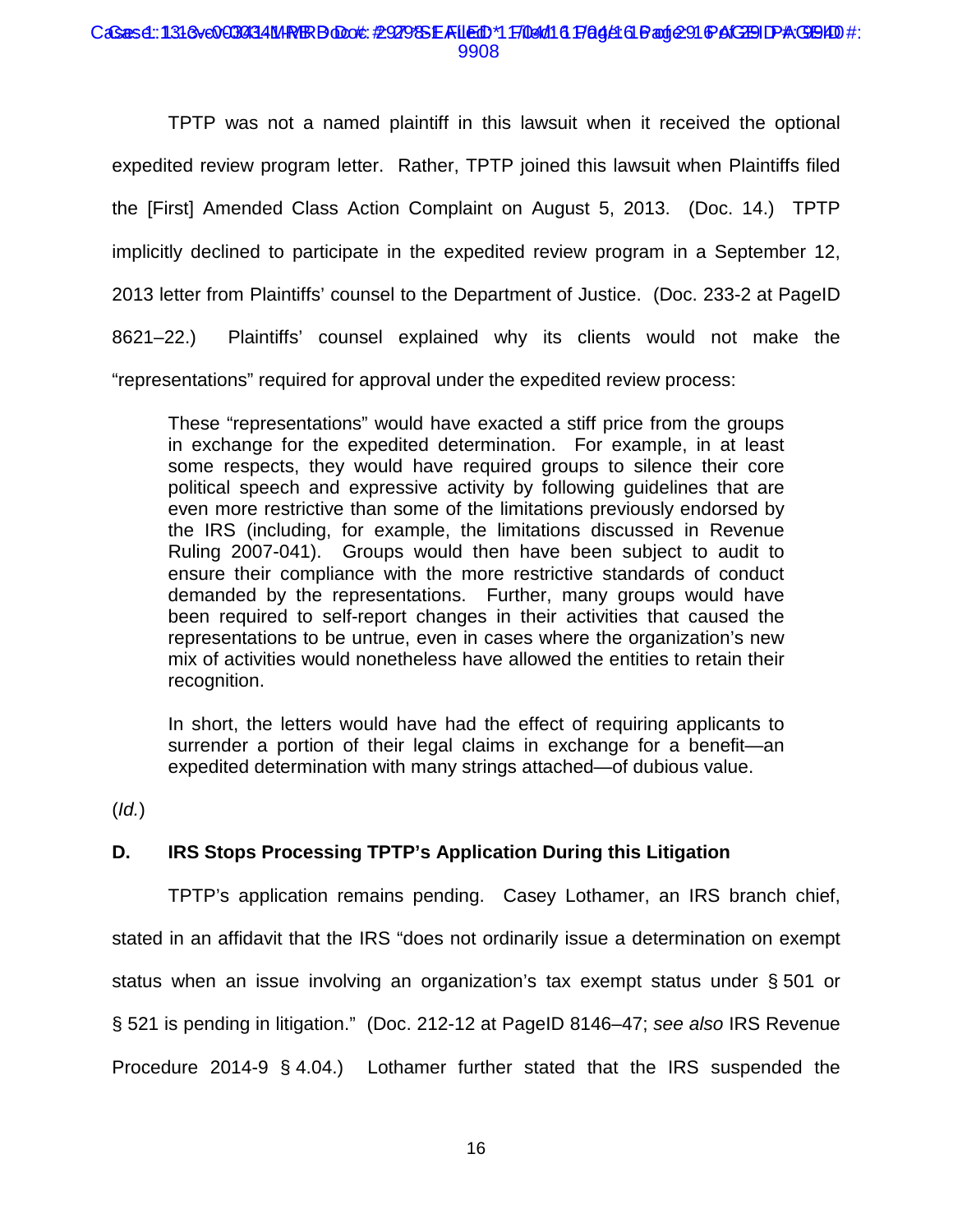TPTP was not a named plaintiff in this lawsuit when it received the optional expedited review program letter. Rather, TPTP joined this lawsuit when Plaintiffs filed the [First] Amended Class Action Complaint on August 5, 2013. (Doc. 14.) TPTP implicitly declined to participate in the expedited review program in a September 12, 2013 letter from Plaintiffs' counsel to the Department of Justice. (Doc. 233-2 at PageID 8621–22.) Plaintiffs' counsel explained why its clients would not make the "representations" required for approval under the expedited review process:

> These "representations" would have exacted a stiff price from the groups in exchange for the expedited determination. For example, in at least some respects, they would have required groups to silence their core political speech and expressive activity by following guidelines that are even more restrictive than some of the limitations previously endorsed by the IRS (including, for example, the limitations discussed in Revenue Ruling 2007-041). Groups would then have been subject to audit to ensure their compliance with the more restrictive standards of conduct demanded by the representations. Further, many groups would have been required to self-report changes in their activities that caused the representations to be untrue, even in cases where the organization's new mix of activities would nonetheless have allowed the entities to retain their recognition.
>
> In short, the letters would have had the effect of requiring applicants to surrender a portion of their legal claims in exchange for a benefit—an expedited determination with many strings attached—of dubious value.

(*Id.*)

**D. IRS Stops Processing TPTP's Application During this Litigation**

TPTP's application remains pending. Casey Lothamer, an IRS branch chief, stated in an affidavit that the IRS "does not ordinarily issue a determination on exempt status when an issue involving an organization's tax exempt status under § 501 or § 521 is pending in litigation." (Doc. 212-12 at PageID 8146–47; *see also* IRS Revenue Procedure 2014-9 § 4.04.) Lothamer further stated that the IRS suspended the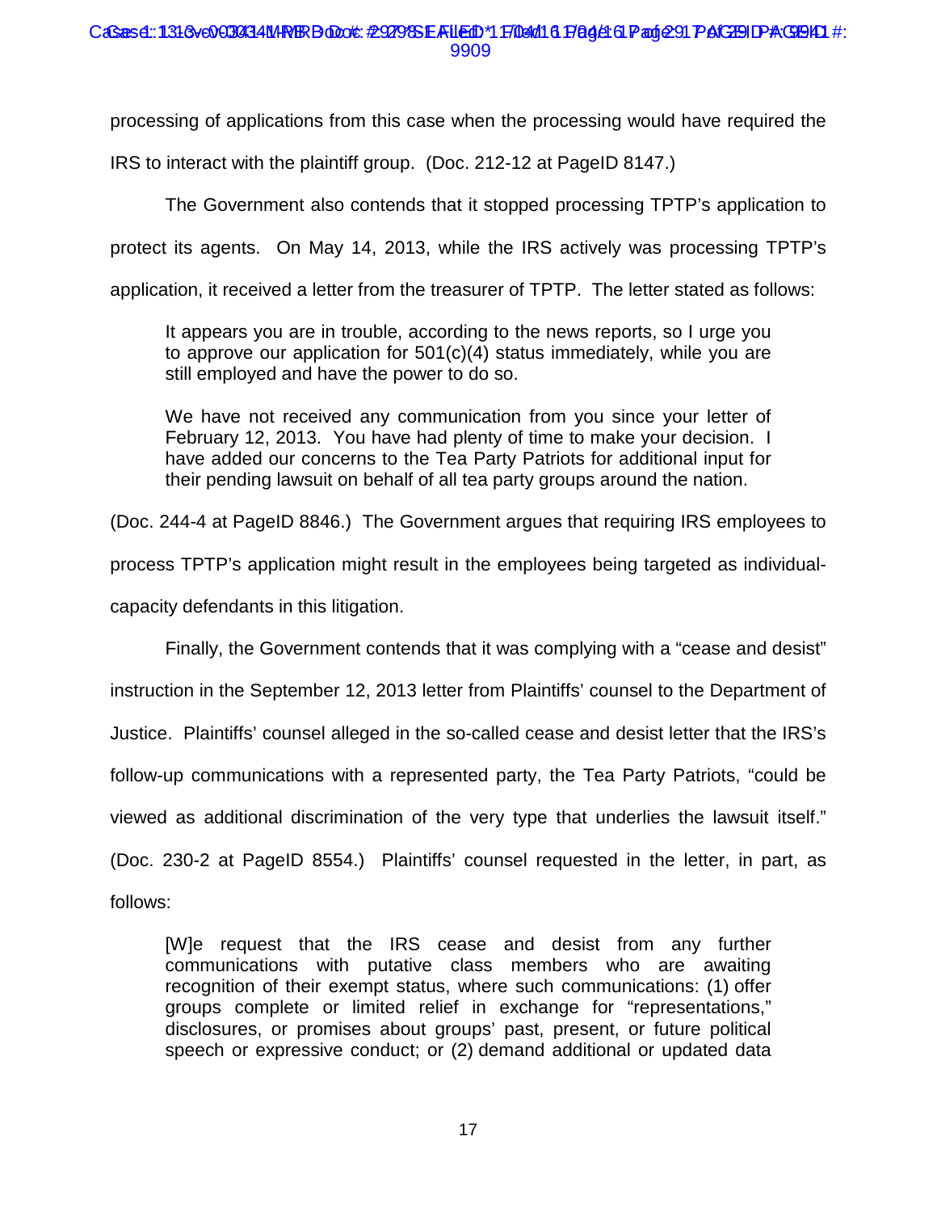processing of applications from this case when the processing would have required the IRS to interact with the plaintiff group. (Doc. 212-12 at PageID 8147.)

The Government also contends that it stopped processing TPTP's application to protect its agents. On May 14, 2013, while the IRS actively was processing TPTP's application, it received a letter from the treasurer of TPTP. The letter stated as follows:

> It appears you are in trouble, according to the news reports, so I urge you to approve our application for 501(c)(4) status immediately, while you are still employed and have the power to do so.
>
> We have not received any communication from you since your letter of February 12, 2013. You have had plenty of time to make your decision. I have added our concerns to the Tea Party Patriots for additional input for their pending lawsuit on behalf of all tea party groups around the nation.

(Doc. 244-4 at PageID 8846.) The Government argues that requiring IRS employees to process TPTP's application might result in the employees being targeted as individual-capacity defendants in this litigation.

Finally, the Government contends that it was complying with a "cease and desist" instruction in the September 12, 2013 letter from Plaintiffs' counsel to the Department of Justice. Plaintiffs' counsel alleged in the so-called cease and desist letter that the IRS's follow-up communications with a represented party, the Tea Party Patriots, "could be viewed as additional discrimination of the very type that underlies the lawsuit itself." (Doc. 230-2 at PageID 8554.) Plaintiffs' counsel requested in the letter, in part, as follows:

> [W]e request that the IRS cease and desist from any further communications with putative class members who are awaiting recognition of their exempt status, where such communications: (1) offer groups complete or limited relief in exchange for "representations," disclosures, or promises about groups' past, present, or future political speech or expressive conduct; or (2) demand additional or updated data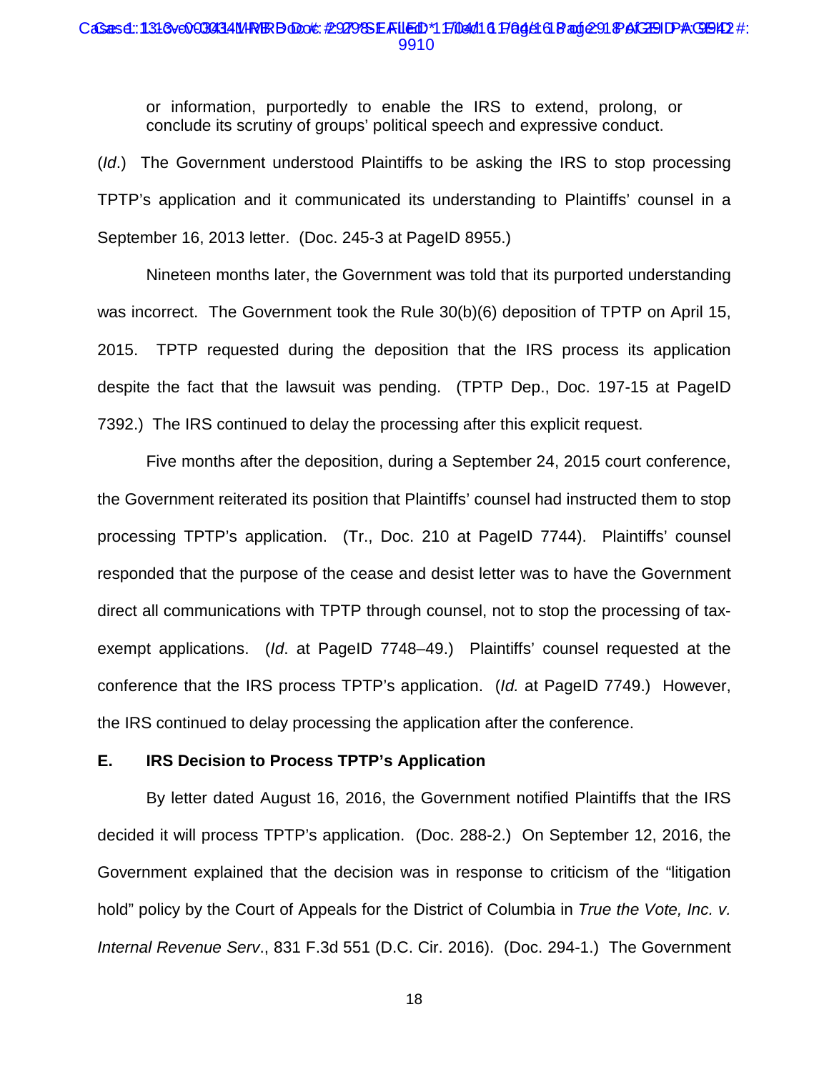or information, purportedly to enable the IRS to extend, prolong, or conclude its scrutiny of groups' political speech and expressive conduct.

(*Id*.) The Government understood Plaintiffs to be asking the IRS to stop processing TPTP's application and it communicated its understanding to Plaintiffs' counsel in a September 16, 2013 letter. (Doc. 245-3 at PageID 8955.)

Nineteen months later, the Government was told that its purported understanding was incorrect. The Government took the Rule 30(b)(6) deposition of TPTP on April 15, 2015. TPTP requested during the deposition that the IRS process its application despite the fact that the lawsuit was pending. (TPTP Dep., Doc. 197-15 at PageID 7392.) The IRS continued to delay the processing after this explicit request.

Five months after the deposition, during a September 24, 2015 court conference, the Government reiterated its position that Plaintiffs' counsel had instructed them to stop processing TPTP's application. (Tr., Doc. 210 at PageID 7744). Plaintiffs' counsel responded that the purpose of the cease and desist letter was to have the Government direct all communications with TPTP through counsel, not to stop the processing of tax-exempt applications. (*Id*. at PageID 7748–49.) Plaintiffs' counsel requested at the conference that the IRS process TPTP's application. (*Id.* at PageID 7749.) However, the IRS continued to delay processing the application after the conference.

### E. IRS Decision to Process TPTP's Application

By letter dated August 16, 2016, the Government notified Plaintiffs that the IRS decided it will process TPTP's application. (Doc. 288-2.) On September 12, 2016, the Government explained that the decision was in response to criticism of the "litigation hold" policy by the Court of Appeals for the District of Columbia in *True the Vote, Inc. v. Internal Revenue Serv*., 831 F.3d 551 (D.C. Cir. 2016). (Doc. 294-1.) The Government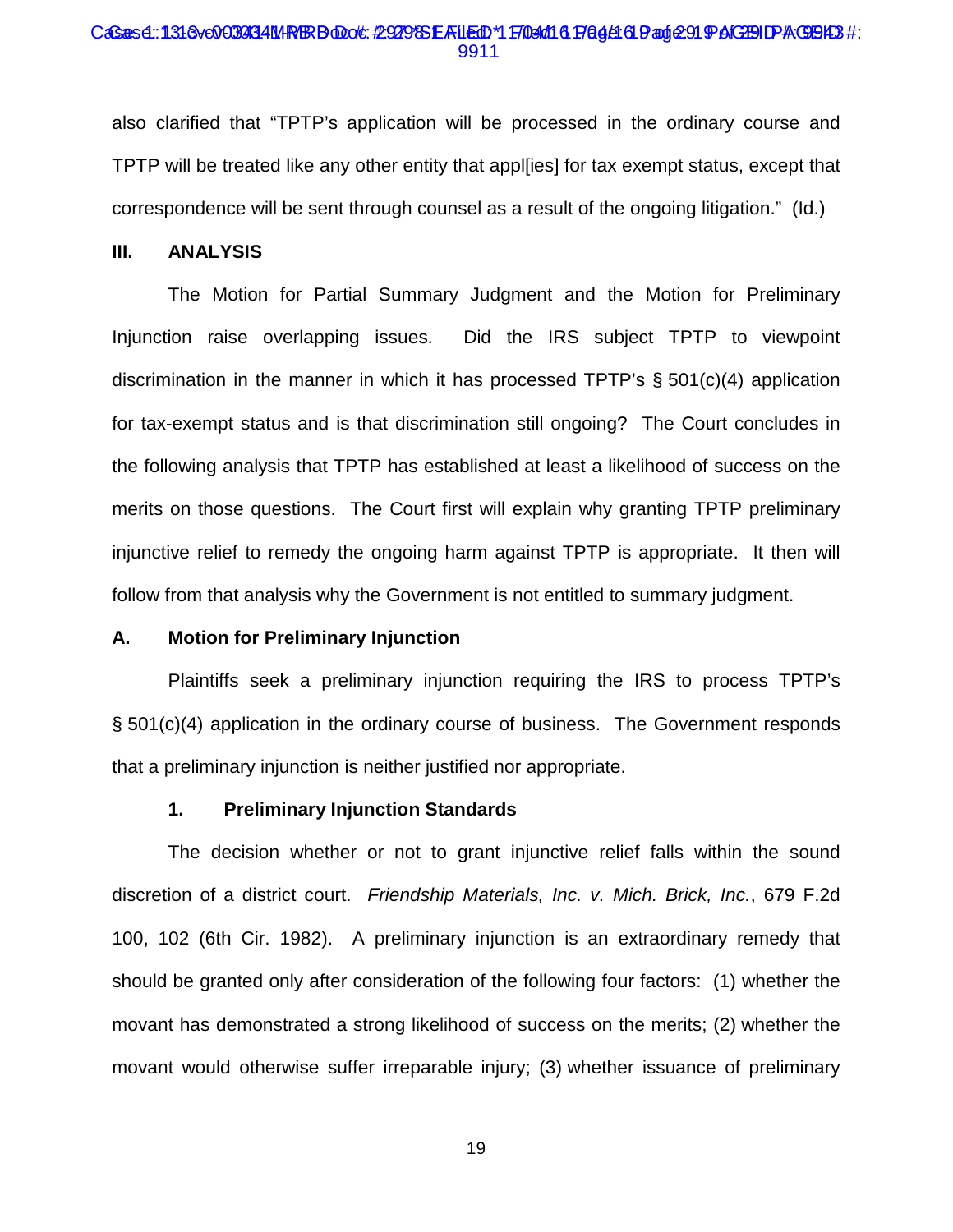also clarified that "TPTP's application will be processed in the ordinary course and TPTP will be treated like any other entity that appl[ies] for tax exempt status, except that correspondence will be sent through counsel as a result of the ongoing litigation." (Id.)

## III. ANALYSIS

The Motion for Partial Summary Judgment and the Motion for Preliminary Injunction raise overlapping issues. Did the IRS subject TPTP to viewpoint discrimination in the manner in which it has processed TPTP's § 501(c)(4) application for tax-exempt status and is that discrimination still ongoing? The Court concludes in the following analysis that TPTP has established at least a likelihood of success on the merits on those questions. The Court first will explain why granting TPTP preliminary injunctive relief to remedy the ongoing harm against TPTP is appropriate. It then will follow from that analysis why the Government is not entitled to summary judgment.

### A. Motion for Preliminary Injunction

Plaintiffs seek a preliminary injunction requiring the IRS to process TPTP's § 501(c)(4) application in the ordinary course of business. The Government responds that a preliminary injunction is neither justified nor appropriate.

#### 1. Preliminary Injunction Standards

The decision whether or not to grant injunctive relief falls within the sound discretion of a district court. *Friendship Materials, Inc. v. Mich. Brick, Inc.*, 679 F.2d 100, 102 (6th Cir. 1982). A preliminary injunction is an extraordinary remedy that should be granted only after consideration of the following four factors: (1) whether the movant has demonstrated a strong likelihood of success on the merits; (2) whether the movant would otherwise suffer irreparable injury; (3) whether issuance of preliminary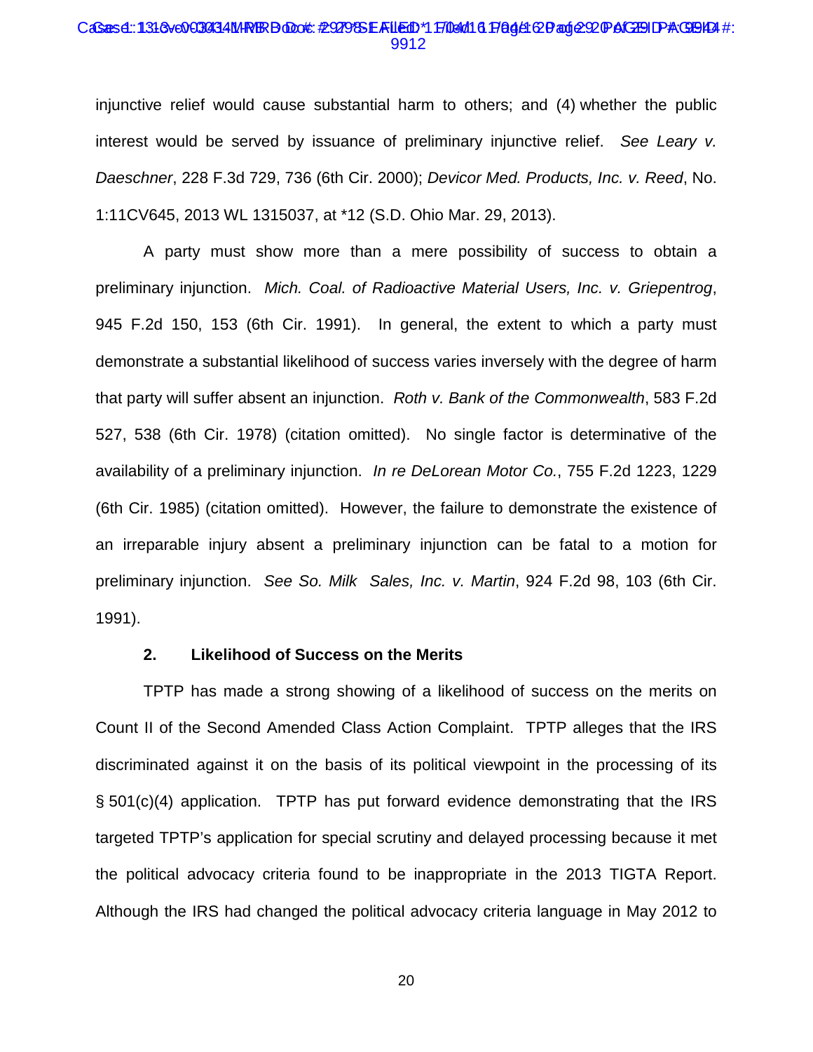injunctive relief would cause substantial harm to others; and (4) whether the public interest would be served by issuance of preliminary injunctive relief. *See Leary v. Daeschner*, 228 F.3d 729, 736 (6th Cir. 2000); *Devicor Med. Products, Inc. v. Reed*, No. 1:11CV645, 2013 WL 1315037, at *12 (S.D. Ohio Mar. 29, 2013).

A party must show more than a mere possibility of success to obtain a preliminary injunction. *Mich. Coal. of Radioactive Material Users, Inc. v. Griepentrog*, 945 F.2d 150, 153 (6th Cir. 1991). In general, the extent to which a party must demonstrate a substantial likelihood of success varies inversely with the degree of harm that party will suffer absent an injunction. *Roth v. Bank of the Commonwealth*, 583 F.2d 527, 538 (6th Cir. 1978) (citation omitted). No single factor is determinative of the availability of a preliminary injunction. *In re DeLorean Motor Co.*, 755 F.2d 1223, 1229 (6th Cir. 1985) (citation omitted). However, the failure to demonstrate the existence of an irreparable injury absent a preliminary injunction can be fatal to a motion for preliminary injunction. *See So. Milk Sales, Inc. v. Martin*, 924 F.2d 98, 103 (6th Cir. 1991).

**2. Likelihood of Success on the Merits**

TPTP has made a strong showing of a likelihood of success on the merits on Count II of the Second Amended Class Action Complaint. TPTP alleges that the IRS discriminated against it on the basis of its political viewpoint in the processing of its § 501(c)(4) application. TPTP has put forward evidence demonstrating that the IRS targeted TPTP's application for special scrutiny and delayed processing because it met the political advocacy criteria found to be inappropriate in the 2013 TIGTA Report. Although the IRS had changed the political advocacy criteria language in May 2012 to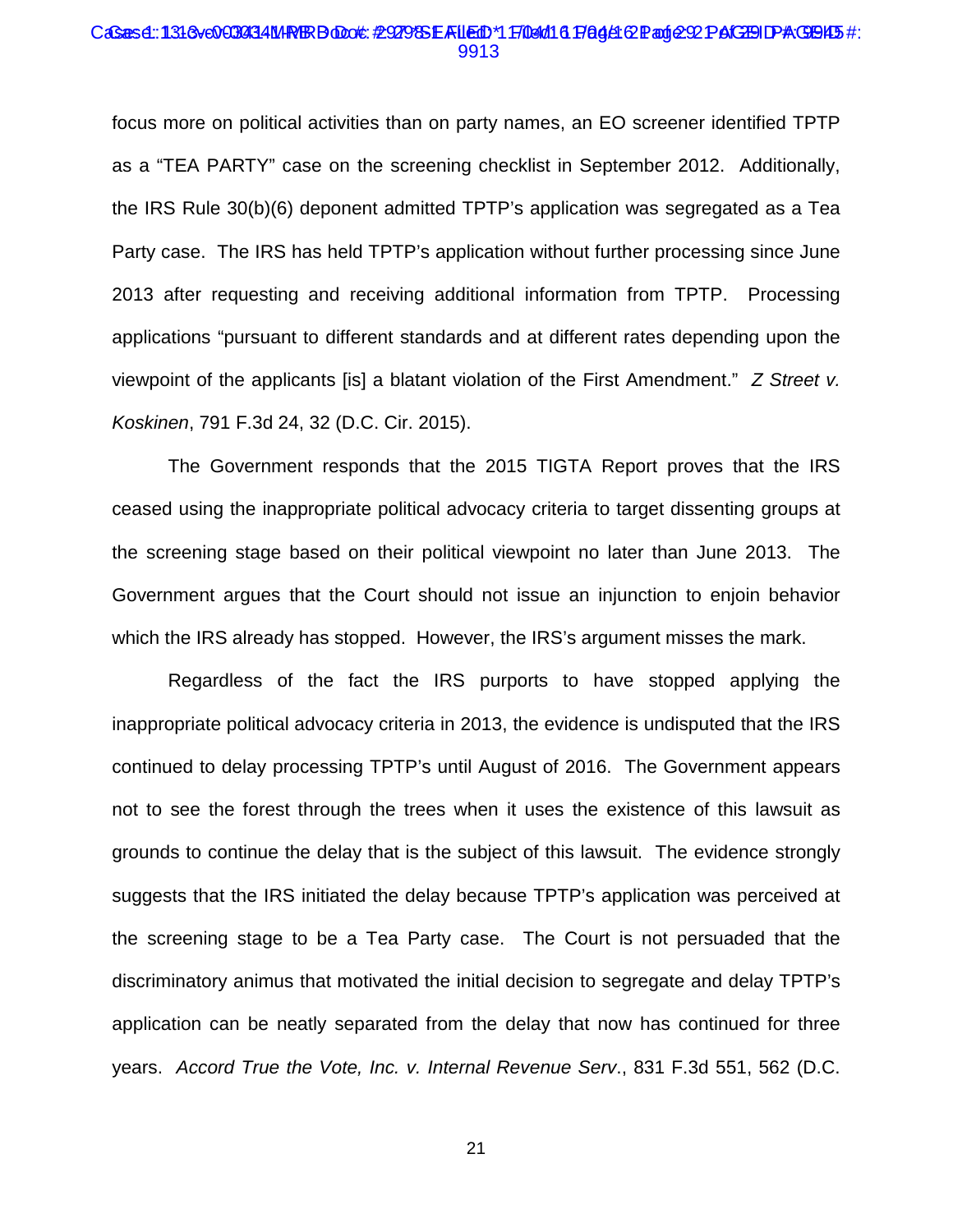focus more on political activities than on party names, an EO screener identified TPTP as a "TEA PARTY" case on the screening checklist in September 2012. Additionally, the IRS Rule 30(b)(6) deponent admitted TPTP's application was segregated as a Tea Party case. The IRS has held TPTP's application without further processing since June 2013 after requesting and receiving additional information from TPTP. Processing applications "pursuant to different standards and at different rates depending upon the viewpoint of the applicants [is] a blatant violation of the First Amendment." *Z Street v. Koskinen*, 791 F.3d 24, 32 (D.C. Cir. 2015).

The Government responds that the 2015 TIGTA Report proves that the IRS ceased using the inappropriate political advocacy criteria to target dissenting groups at the screening stage based on their political viewpoint no later than June 2013. The Government argues that the Court should not issue an injunction to enjoin behavior which the IRS already has stopped. However, the IRS's argument misses the mark.

Regardless of the fact the IRS purports to have stopped applying the inappropriate political advocacy criteria in 2013, the evidence is undisputed that the IRS continued to delay processing TPTP's until August of 2016. The Government appears not to see the forest through the trees when it uses the existence of this lawsuit as grounds to continue the delay that is the subject of this lawsuit. The evidence strongly suggests that the IRS initiated the delay because TPTP's application was perceived at the screening stage to be a Tea Party case. The Court is not persuaded that the discriminatory animus that motivated the initial decision to segregate and delay TPTP's application can be neatly separated from the delay that now has continued for three years. *Accord True the Vote, Inc. v. Internal Revenue Serv*., 831 F.3d 551, 562 (D.C.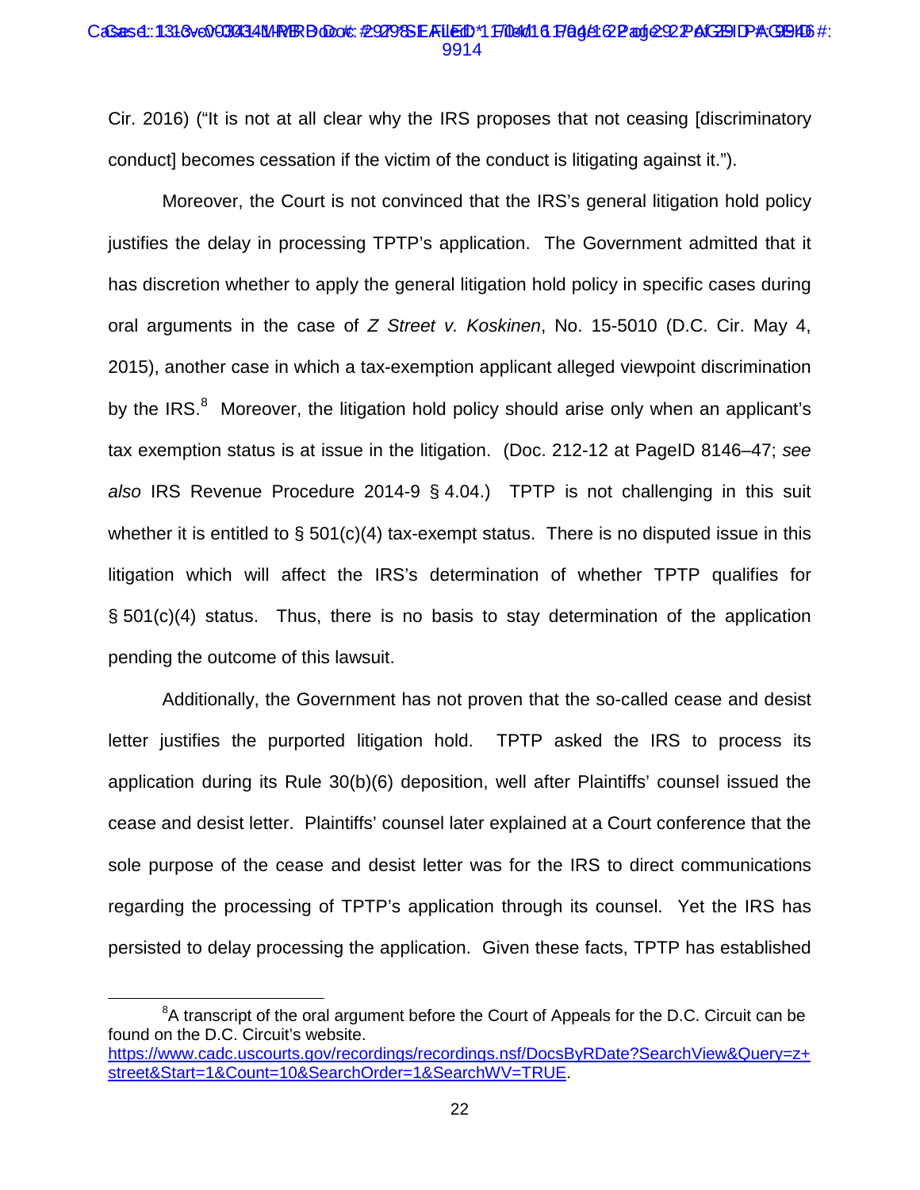Cir. 2016) ("It is not at all clear why the IRS proposes that not ceasing [discriminatory conduct] becomes cessation if the victim of the conduct is litigating against it.").

Moreover, the Court is not convinced that the IRS's general litigation hold policy justifies the delay in processing TPTP's application. The Government admitted that it has discretion whether to apply the general litigation hold policy in specific cases during oral arguments in the case of *Z Street v. Koskinen*, No. 15-5010 (D.C. Cir. May 4, 2015), another case in which a tax-exemption applicant alleged viewpoint discrimination by the IRS.[8] Moreover, the litigation hold policy should arise only when an applicant's tax exemption status is at issue in the litigation. (Doc. 212-12 at PageID 8146–47; *see also* IRS Revenue Procedure 2014-9 § 4.04.) TPTP is not challenging in this suit whether it is entitled to § 501(c)(4) tax-exempt status. There is no disputed issue in this litigation which will affect the IRS's determination of whether TPTP qualifies for § 501(c)(4) status. Thus, there is no basis to stay determination of the application pending the outcome of this lawsuit.

Additionally, the Government has not proven that the so-called cease and desist letter justifies the purported litigation hold. TPTP asked the IRS to process its application during its Rule 30(b)(6) deposition, well after Plaintiffs' counsel issued the cease and desist letter. Plaintiffs' counsel later explained at a Court conference that the sole purpose of the cease and desist letter was for the IRS to direct communications regarding the processing of TPTP's application through its counsel. Yet the IRS has persisted to delay processing the application. Given these facts, TPTP has established

[8] A transcript of the oral argument before the Court of Appeals for the D.C. Circuit can be found on the D.C. Circuit's website. https://www.cadc.uscourts.gov/recordings/recordings.nsf/DocsByRDate?SearchView&Query=z+street&Start=1&Count=10&SearchOrder=1&SearchWV=TRUE.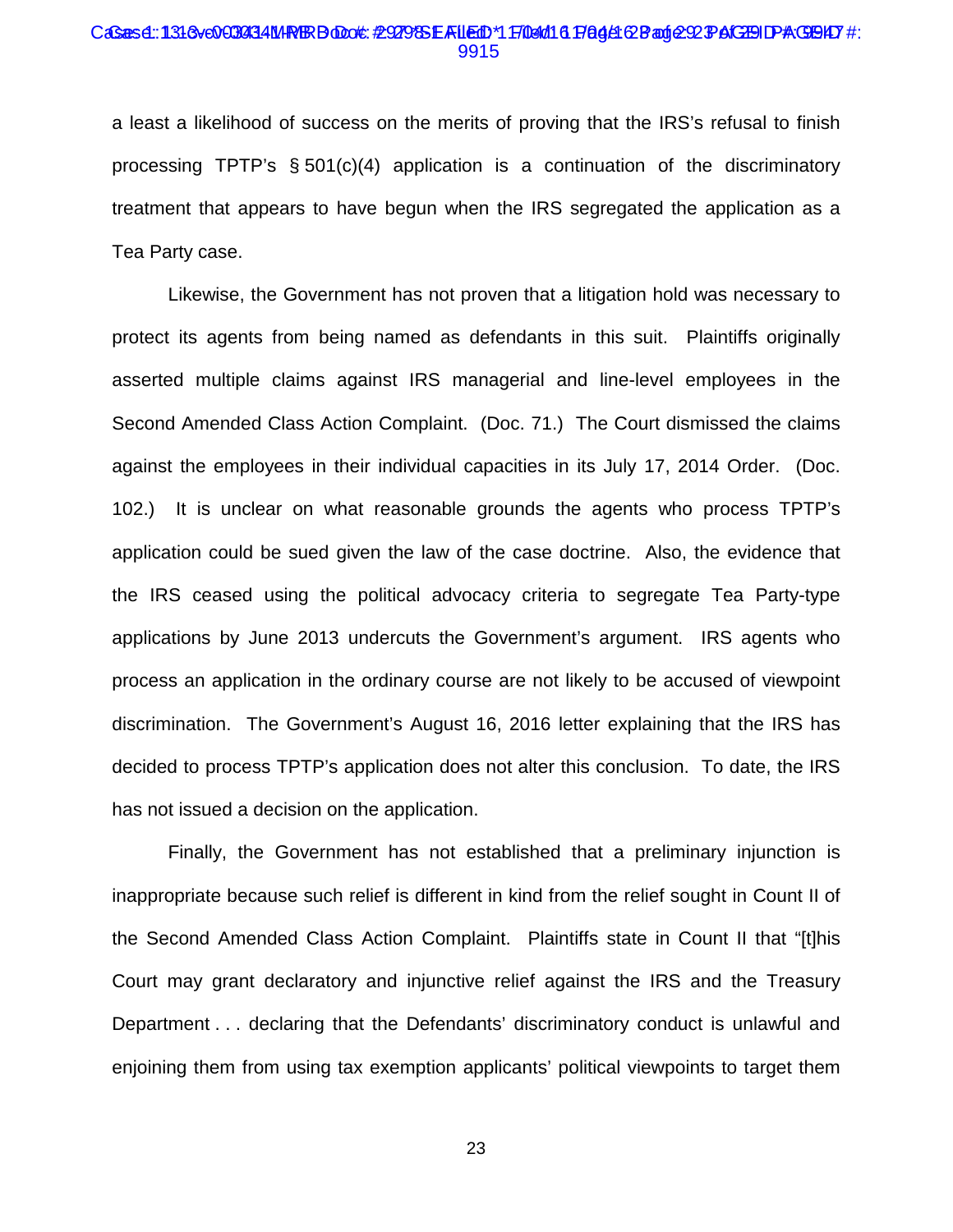a least a likelihood of success on the merits of proving that the IRS's refusal to finish processing TPTP's § 501(c)(4) application is a continuation of the discriminatory treatment that appears to have begun when the IRS segregated the application as a Tea Party case.

Likewise, the Government has not proven that a litigation hold was necessary to protect its agents from being named as defendants in this suit. Plaintiffs originally asserted multiple claims against IRS managerial and line-level employees in the Second Amended Class Action Complaint. (Doc. 71.) The Court dismissed the claims against the employees in their individual capacities in its July 17, 2014 Order. (Doc. 102.) It is unclear on what reasonable grounds the agents who process TPTP's application could be sued given the law of the case doctrine. Also, the evidence that the IRS ceased using the political advocacy criteria to segregate Tea Party-type applications by June 2013 undercuts the Government's argument. IRS agents who process an application in the ordinary course are not likely to be accused of viewpoint discrimination. The Government's August 16, 2016 letter explaining that the IRS has decided to process TPTP's application does not alter this conclusion. To date, the IRS has not issued a decision on the application.

Finally, the Government has not established that a preliminary injunction is inappropriate because such relief is different in kind from the relief sought in Count II of the Second Amended Class Action Complaint. Plaintiffs state in Count II that "[t]his Court may grant declaratory and injunctive relief against the IRS and the Treasury Department . . . declaring that the Defendants' discriminatory conduct is unlawful and enjoining them from using tax exemption applicants' political viewpoints to target them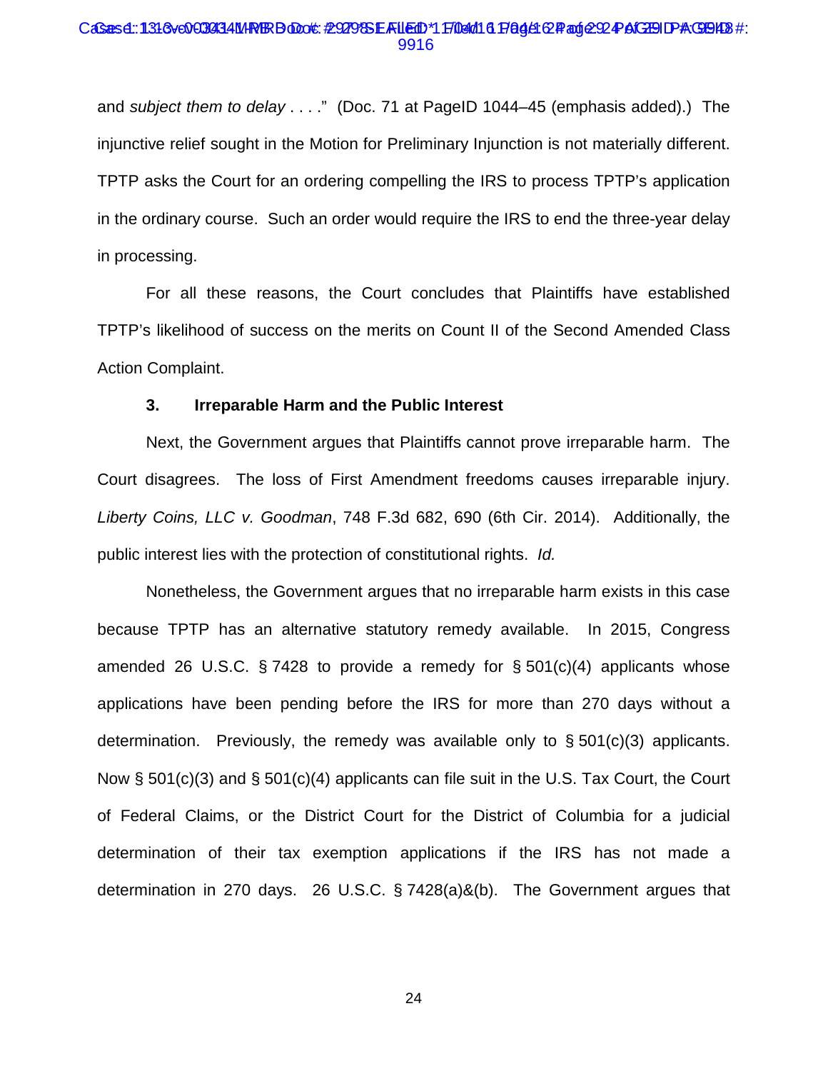and *subject them to delay* . . . ." (Doc. 71 at PageID 1044–45 (emphasis added).) The injunctive relief sought in the Motion for Preliminary Injunction is not materially different. TPTP asks the Court for an ordering compelling the IRS to process TPTP's application in the ordinary course. Such an order would require the IRS to end the three-year delay in processing.

For all these reasons, the Court concludes that Plaintiffs have established TPTP's likelihood of success on the merits on Count II of the Second Amended Class Action Complaint.

**3. Irreparable Harm and the Public Interest**

Next, the Government argues that Plaintiffs cannot prove irreparable harm. The Court disagrees. The loss of First Amendment freedoms causes irreparable injury. *Liberty Coins, LLC v. Goodman*, 748 F.3d 682, 690 (6th Cir. 2014). Additionally, the public interest lies with the protection of constitutional rights. *Id.*

Nonetheless, the Government argues that no irreparable harm exists in this case because TPTP has an alternative statutory remedy available. In 2015, Congress amended 26 U.S.C. § 7428 to provide a remedy for § 501(c)(4) applicants whose applications have been pending before the IRS for more than 270 days without a determination. Previously, the remedy was available only to § 501(c)(3) applicants. Now § 501(c)(3) and § 501(c)(4) applicants can file suit in the U.S. Tax Court, the Court of Federal Claims, or the District Court for the District of Columbia for a judicial determination of their tax exemption applications if the IRS has not made a determination in 270 days. 26 U.S.C. § 7428(a)&(b). The Government argues that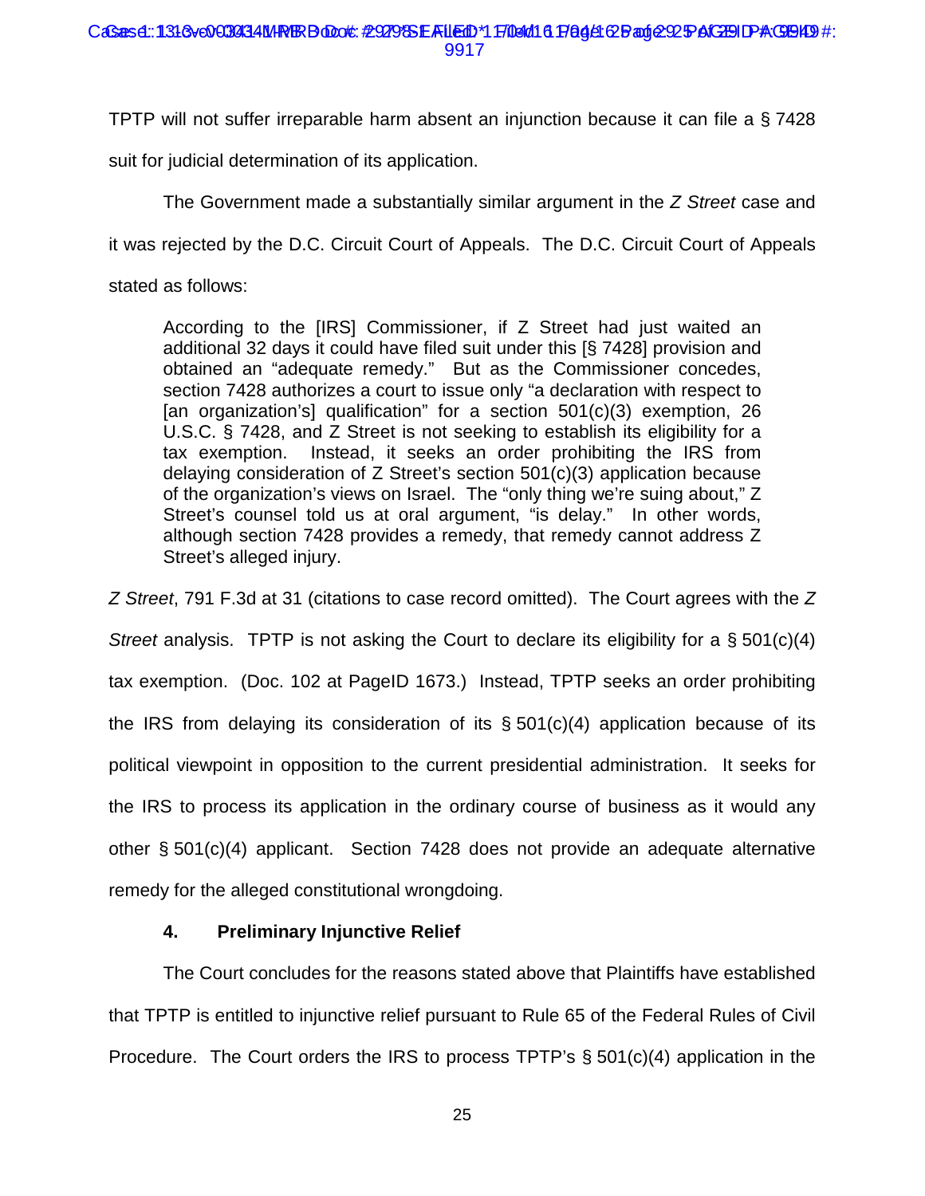TPTP will not suffer irreparable harm absent an injunction because it can file a § 7428 suit for judicial determination of its application.

The Government made a substantially similar argument in the *Z Street* case and it was rejected by the D.C. Circuit Court of Appeals. The D.C. Circuit Court of Appeals stated as follows:

> According to the [IRS] Commissioner, if Z Street had just waited an additional 32 days it could have filed suit under this [§ 7428] provision and obtained an "adequate remedy." But as the Commissioner concedes, section 7428 authorizes a court to issue only "a declaration with respect to [an organization's] qualification" for a section 501(c)(3) exemption, 26 U.S.C. § 7428, and Z Street is not seeking to establish its eligibility for a tax exemption. Instead, it seeks an order prohibiting the IRS from delaying consideration of Z Street's section 501(c)(3) application because of the organization's views on Israel. The "only thing we're suing about," Z Street's counsel told us at oral argument, "is delay." In other words, although section 7428 provides a remedy, that remedy cannot address Z Street's alleged injury.

*Z Street*, 791 F.3d at 31 (citations to case record omitted). The Court agrees with the *Z Street* analysis. TPTP is not asking the Court to declare its eligibility for a § 501(c)(4) tax exemption. (Doc. 102 at PageID 1673.) Instead, TPTP seeks an order prohibiting the IRS from delaying its consideration of its § 501(c)(4) application because of its political viewpoint in opposition to the current presidential administration. It seeks for the IRS to process its application in the ordinary course of business as it would any other § 501(c)(4) applicant. Section 7428 does not provide an adequate alternative remedy for the alleged constitutional wrongdoing.

**4. Preliminary Injunctive Relief**

The Court concludes for the reasons stated above that Plaintiffs have established that TPTP is entitled to injunctive relief pursuant to Rule 65 of the Federal Rules of Civil Procedure. The Court orders the IRS to process TPTP's § 501(c)(4) application in the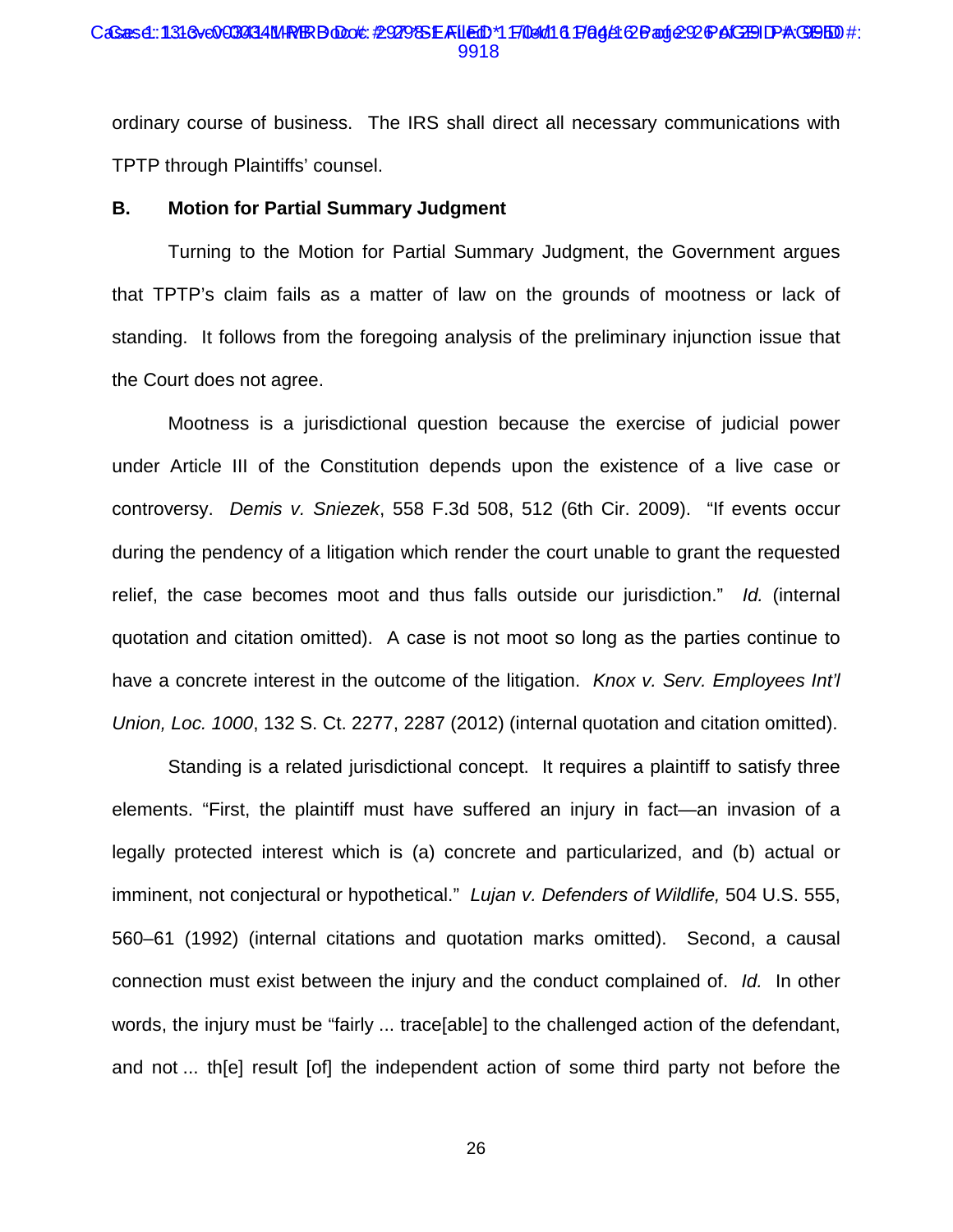ordinary course of business. The IRS shall direct all necessary communications with TPTP through Plaintiffs' counsel.

## B. Motion for Partial Summary Judgment

Turning to the Motion for Partial Summary Judgment, the Government argues that TPTP's claim fails as a matter of law on the grounds of mootness or lack of standing. It follows from the foregoing analysis of the preliminary injunction issue that the Court does not agree.

Mootness is a jurisdictional question because the exercise of judicial power under Article III of the Constitution depends upon the existence of a live case or controversy. *Demis v. Sniezek*, 558 F.3d 508, 512 (6th Cir. 2009). "If events occur during the pendency of a litigation which render the court unable to grant the requested relief, the case becomes moot and thus falls outside our jurisdiction." *Id.* (internal quotation and citation omitted). A case is not moot so long as the parties continue to have a concrete interest in the outcome of the litigation. *Knox v. Serv. Employees Int'l Union, Loc. 1000*, 132 S. Ct. 2277, 2287 (2012) (internal quotation and citation omitted).

Standing is a related jurisdictional concept. It requires a plaintiff to satisfy three elements. "First, the plaintiff must have suffered an injury in fact—an invasion of a legally protected interest which is (a) concrete and particularized, and (b) actual or imminent, not conjectural or hypothetical." *Lujan v. Defenders of Wildlife,* 504 U.S. 555, 560–61 (1992) (internal citations and quotation marks omitted). Second, a causal connection must exist between the injury and the conduct complained of. *Id.* In other words, the injury must be "fairly ... trace[able] to the challenged action of the defendant, and not ... th[e] result [of] the independent action of some third party not before the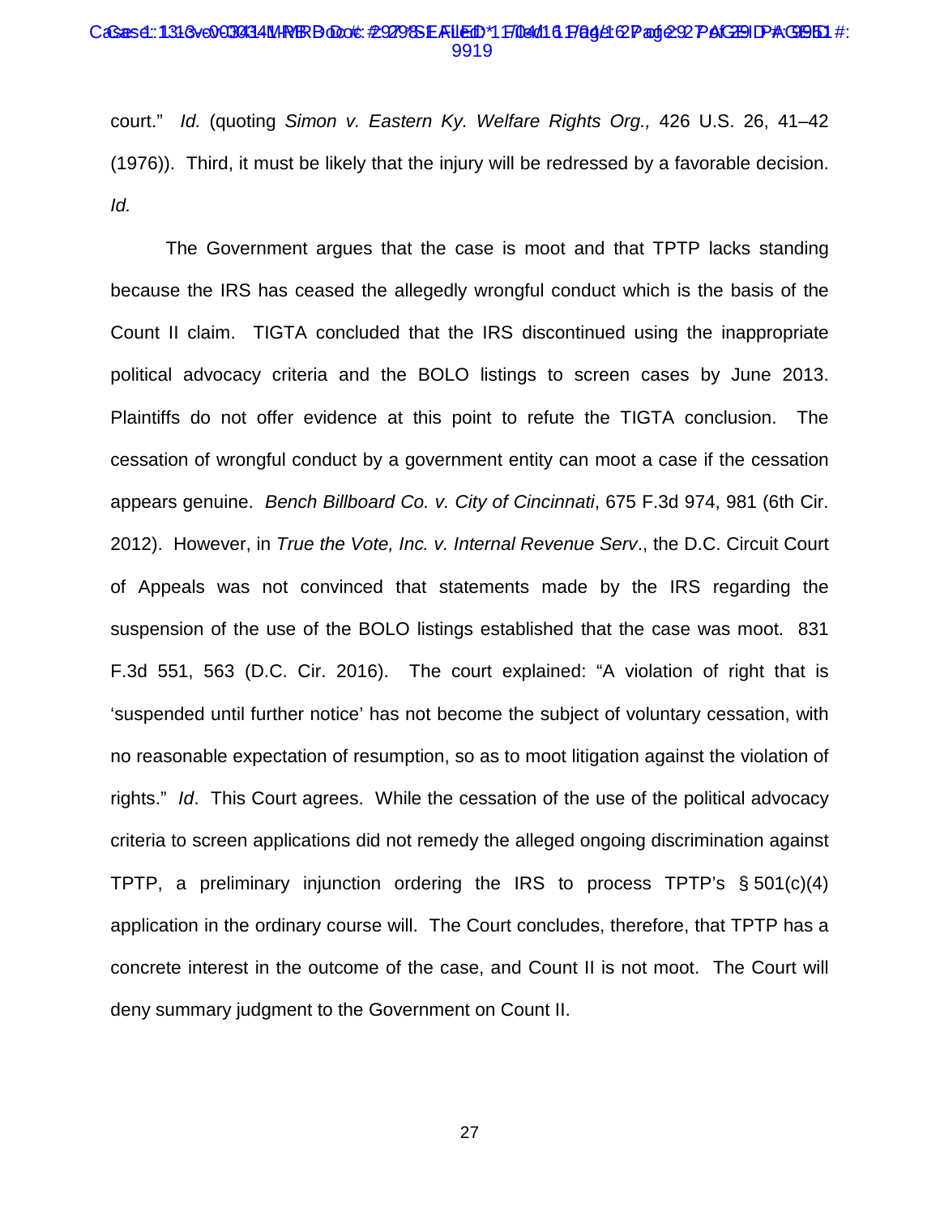court." *Id.* (quoting *Simon v. Eastern Ky. Welfare Rights Org.,* 426 U.S. 26, 41–42 (1976)). Third, it must be likely that the injury will be redressed by a favorable decision. *Id.*

The Government argues that the case is moot and that TPTP lacks standing because the IRS has ceased the allegedly wrongful conduct which is the basis of the Count II claim. TIGTA concluded that the IRS discontinued using the inappropriate political advocacy criteria and the BOLO listings to screen cases by June 2013. Plaintiffs do not offer evidence at this point to refute the TIGTA conclusion. The cessation of wrongful conduct by a government entity can moot a case if the cessation appears genuine. *Bench Billboard Co. v. City of Cincinnati*, 675 F.3d 974, 981 (6th Cir. 2012). However, in *True the Vote, Inc. v. Internal Revenue Serv*., the D.C. Circuit Court of Appeals was not convinced that statements made by the IRS regarding the suspension of the use of the BOLO listings established that the case was moot. 831 F.3d 551, 563 (D.C. Cir. 2016). The court explained: "A violation of right that is 'suspended until further notice' has not become the subject of voluntary cessation, with no reasonable expectation of resumption, so as to moot litigation against the violation of rights." *Id*. This Court agrees. While the cessation of the use of the political advocacy criteria to screen applications did not remedy the alleged ongoing discrimination against TPTP, a preliminary injunction ordering the IRS to process TPTP's § 501(c)(4) application in the ordinary course will. The Court concludes, therefore, that TPTP has a concrete interest in the outcome of the case, and Count II is not moot. The Court will deny summary judgment to the Government on Count II.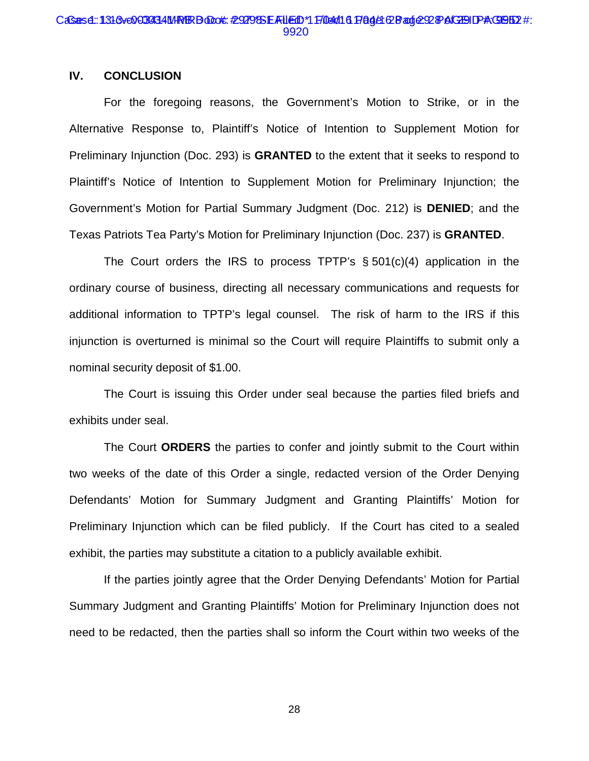## IV. CONCLUSION

For the foregoing reasons, the Government's Motion to Strike, or in the Alternative Response to, Plaintiff's Notice of Intention to Supplement Motion for Preliminary Injunction (Doc. 293) is **GRANTED** to the extent that it seeks to respond to Plaintiff's Notice of Intention to Supplement Motion for Preliminary Injunction; the Government's Motion for Partial Summary Judgment (Doc. 212) is **DENIED**; and the Texas Patriots Tea Party's Motion for Preliminary Injunction (Doc. 237) is **GRANTED**.

The Court orders the IRS to process TPTP's § 501(c)(4) application in the ordinary course of business, directing all necessary communications and requests for additional information to TPTP's legal counsel. The risk of harm to the IRS if this injunction is overturned is minimal so the Court will require Plaintiffs to submit only a nominal security deposit of $1.00.

The Court is issuing this Order under seal because the parties filed briefs and exhibits under seal.

The Court **ORDERS** the parties to confer and jointly submit to the Court within two weeks of the date of this Order a single, redacted version of the Order Denying Defendants' Motion for Summary Judgment and Granting Plaintiffs' Motion for Preliminary Injunction which can be filed publicly. If the Court has cited to a sealed exhibit, the parties may substitute a citation to a publicly available exhibit.

If the parties jointly agree that the Order Denying Defendants' Motion for Partial Summary Judgment and Granting Plaintiffs' Motion for Preliminary Injunction does not need to be redacted, then the parties shall so inform the Court within two weeks of the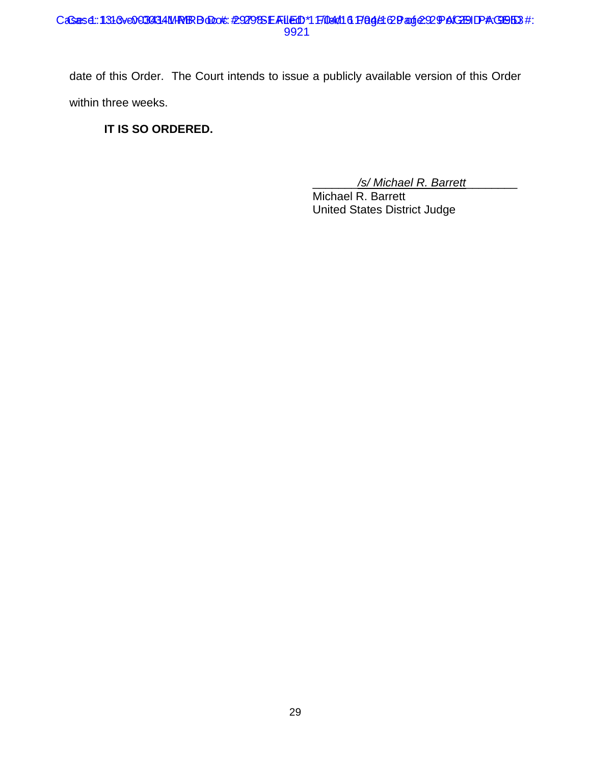date of this Order. The Court intends to issue a publicly available version of this Order within three weeks.

**IT IS SO ORDERED.**

*/s/ Michael R. Barrett*
Michael R. Barrett
United States District Judge